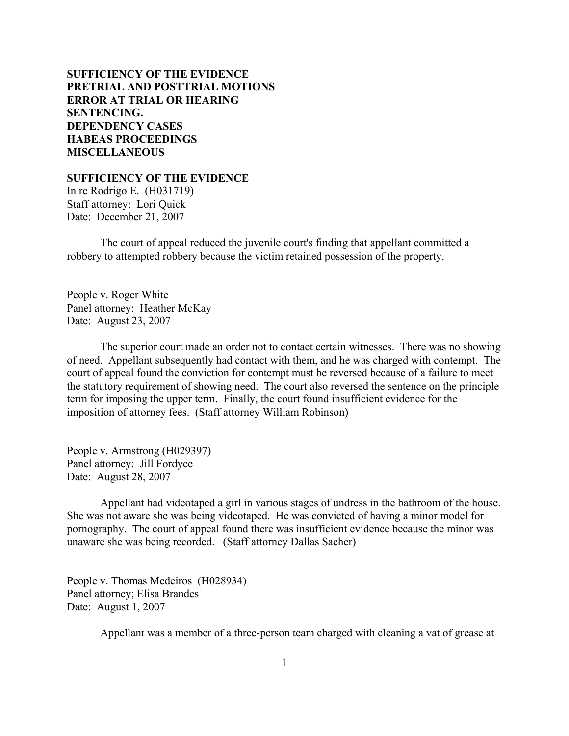**SUFFICIENCY OF THE EVIDENCE**
**PRETRIAL AND POSTTRIAL MOTIONS**
**ERROR AT TRIAL OR HEARING**
**SENTENCING.**
**DEPENDENCY CASES**
**HABEAS PROCEEDINGS**
**MISCELLANEOUS**

## SUFFICIENCY OF THE EVIDENCE

In re Rodrigo E. (H031719)
Staff attorney: Lori Quick
Date: December 21, 2007

The court of appeal reduced the juvenile court's finding that appellant committed a robbery to attempted robbery because the victim retained possession of the property.

People v. Roger White
Panel attorney: Heather McKay
Date: August 23, 2007

The superior court made an order not to contact certain witnesses. There was no showing of need. Appellant subsequently had contact with them, and he was charged with contempt. The court of appeal found the conviction for contempt must be reversed because of a failure to meet the statutory requirement of showing need. The court also reversed the sentence on the principle term for imposing the upper term. Finally, the court found insufficient evidence for the imposition of attorney fees. (Staff attorney William Robinson)

People v. Armstrong (H029397)
Panel attorney: Jill Fordyce
Date: August 28, 2007

Appellant had videotaped a girl in various stages of undress in the bathroom of the house. She was not aware she was being videotaped. He was convicted of having a minor model for pornography. The court of appeal found there was insufficient evidence because the minor was unaware she was being recorded. (Staff attorney Dallas Sacher)

People v. Thomas Medeiros (H028934)
Panel attorney; Elisa Brandes
Date: August 1, 2007

Appellant was a member of a three-person team charged with cleaning a vat of grease at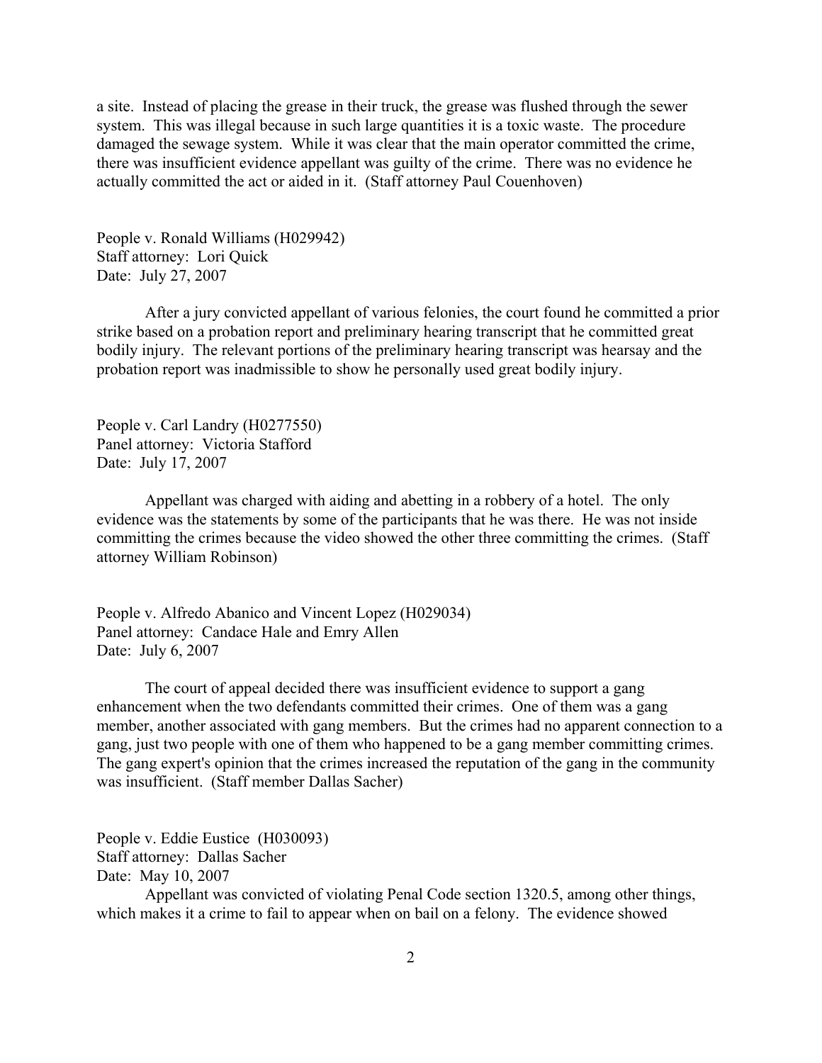a site. Instead of placing the grease in their truck, the grease was flushed through the sewer system. This was illegal because in such large quantities it is a toxic waste. The procedure damaged the sewage system. While it was clear that the main operator committed the crime, there was insufficient evidence appellant was guilty of the crime. There was no evidence he actually committed the act or aided in it. (Staff attorney Paul Couenhoven)

People v. Ronald Williams (H029942)
Staff attorney: Lori Quick
Date: July 27, 2007

After a jury convicted appellant of various felonies, the court found he committed a prior strike based on a probation report and preliminary hearing transcript that he committed great bodily injury. The relevant portions of the preliminary hearing transcript was hearsay and the probation report was inadmissible to show he personally used great bodily injury.

People v. Carl Landry (H0277550)
Panel attorney: Victoria Stafford
Date: July 17, 2007

Appellant was charged with aiding and abetting in a robbery of a hotel. The only evidence was the statements by some of the participants that he was there. He was not inside committing the crimes because the video showed the other three committing the crimes. (Staff attorney William Robinson)

People v. Alfredo Abanico and Vincent Lopez (H029034)
Panel attorney: Candace Hale and Emry Allen
Date: July 6, 2007

The court of appeal decided there was insufficient evidence to support a gang enhancement when the two defendants committed their crimes. One of them was a gang member, another associated with gang members. But the crimes had no apparent connection to a gang, just two people with one of them who happened to be a gang member committing crimes. The gang expert's opinion that the crimes increased the reputation of the gang in the community was insufficient. (Staff member Dallas Sacher)

People v. Eddie Eustice (H030093)
Staff attorney: Dallas Sacher
Date: May 10, 2007

Appellant was convicted of violating Penal Code section 1320.5, among other things, which makes it a crime to fail to appear when on bail on a felony. The evidence showed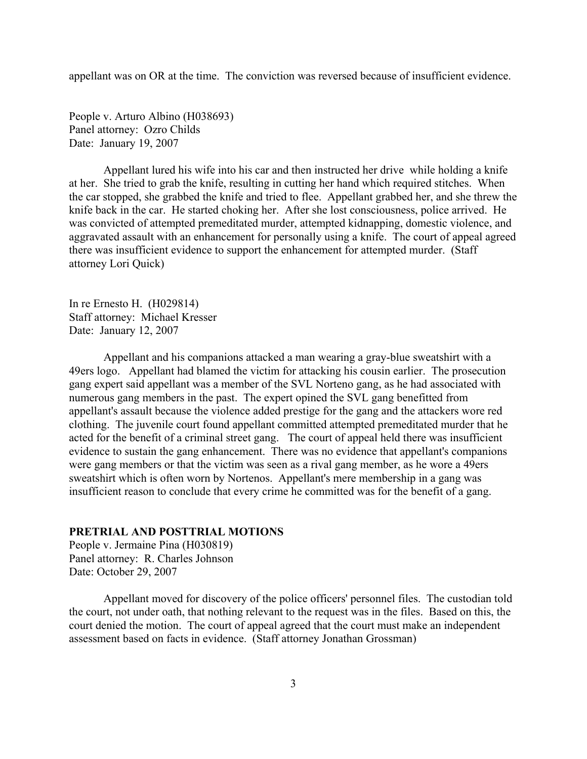appellant was on OR at the time. The conviction was reversed because of insufficient evidence.

People v. Arturo Albino (H038693)
Panel attorney: Ozro Childs
Date: January 19, 2007

Appellant lured his wife into his car and then instructed her drive while holding a knife at her. She tried to grab the knife, resulting in cutting her hand which required stitches. When the car stopped, she grabbed the knife and tried to flee. Appellant grabbed her, and she threw the knife back in the car. He started choking her. After she lost consciousness, police arrived. He was convicted of attempted premeditated murder, attempted kidnapping, domestic violence, and aggravated assault with an enhancement for personally using a knife. The court of appeal agreed there was insufficient evidence to support the enhancement for attempted murder. (Staff attorney Lori Quick)

In re Ernesto H. (H029814)
Staff attorney: Michael Kresser
Date: January 12, 2007

Appellant and his companions attacked a man wearing a gray-blue sweatshirt with a 49ers logo. Appellant had blamed the victim for attacking his cousin earlier. The prosecution gang expert said appellant was a member of the SVL Norteno gang, as he had associated with numerous gang members in the past. The expert opined the SVL gang benefitted from appellant's assault because the violence added prestige for the gang and the attackers wore red clothing. The juvenile court found appellant committed attempted premeditated murder that he acted for the benefit of a criminal street gang. The court of appeal held there was insufficient evidence to sustain the gang enhancement. There was no evidence that appellant's companions were gang members or that the victim was seen as a rival gang member, as he wore a 49ers sweatshirt which is often worn by Nortenos. Appellant's mere membership in a gang was insufficient reason to conclude that every crime he committed was for the benefit of a gang.

**PRETRIAL AND POSTTRIAL MOTIONS**

People v. Jermaine Pina (H030819)
Panel attorney: R. Charles Johnson
Date: October 29, 2007

Appellant moved for discovery of the police officers' personnel files. The custodian told the court, not under oath, that nothing relevant to the request was in the files. Based on this, the court denied the motion. The court of appeal agreed that the court must make an independent assessment based on facts in evidence. (Staff attorney Jonathan Grossman)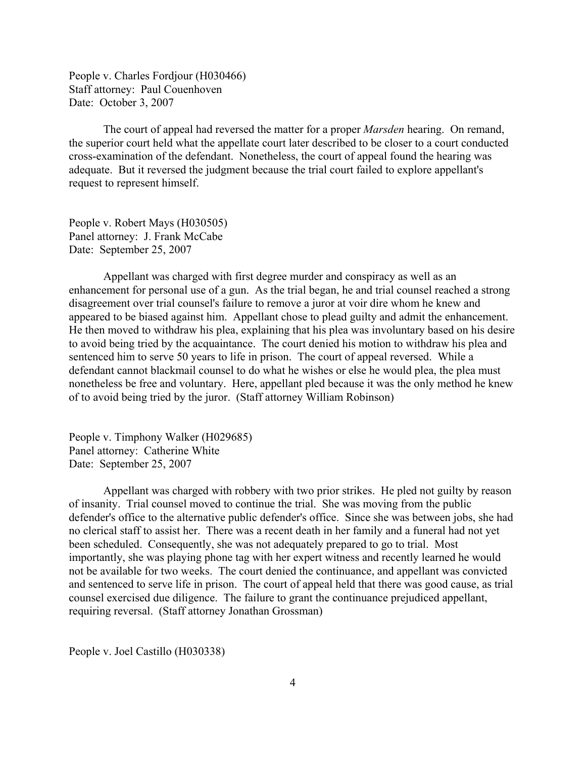People v. Charles Fordjour (H030466)
Staff attorney: Paul Couenhoven
Date: October 3, 2007

The court of appeal had reversed the matter for a proper *Marsden* hearing. On remand, the superior court held what the appellate court later described to be closer to a court conducted cross-examination of the defendant. Nonetheless, the court of appeal found the hearing was adequate. But it reversed the judgment because the trial court failed to explore appellant's request to represent himself.

People v. Robert Mays (H030505)
Panel attorney: J. Frank McCabe
Date: September 25, 2007

Appellant was charged with first degree murder and conspiracy as well as an enhancement for personal use of a gun. As the trial began, he and trial counsel reached a strong disagreement over trial counsel's failure to remove a juror at voir dire whom he knew and appeared to be biased against him. Appellant chose to plead guilty and admit the enhancement. He then moved to withdraw his plea, explaining that his plea was involuntary based on his desire to avoid being tried by the acquaintance. The court denied his motion to withdraw his plea and sentenced him to serve 50 years to life in prison. The court of appeal reversed. While a defendant cannot blackmail counsel to do what he wishes or else he would plea, the plea must nonetheless be free and voluntary. Here, appellant pled because it was the only method he knew of to avoid being tried by the juror. (Staff attorney William Robinson)

People v. Timphony Walker (H029685)
Panel attorney: Catherine White
Date: September 25, 2007

Appellant was charged with robbery with two prior strikes. He pled not guilty by reason of insanity. Trial counsel moved to continue the trial. She was moving from the public defender's office to the alternative public defender's office. Since she was between jobs, she had no clerical staff to assist her. There was a recent death in her family and a funeral had not yet been scheduled. Consequently, she was not adequately prepared to go to trial. Most importantly, she was playing phone tag with her expert witness and recently learned he would not be available for two weeks. The court denied the continuance, and appellant was convicted and sentenced to serve life in prison. The court of appeal held that there was good cause, as trial counsel exercised due diligence. The failure to grant the continuance prejudiced appellant, requiring reversal. (Staff attorney Jonathan Grossman)

People v. Joel Castillo (H030338)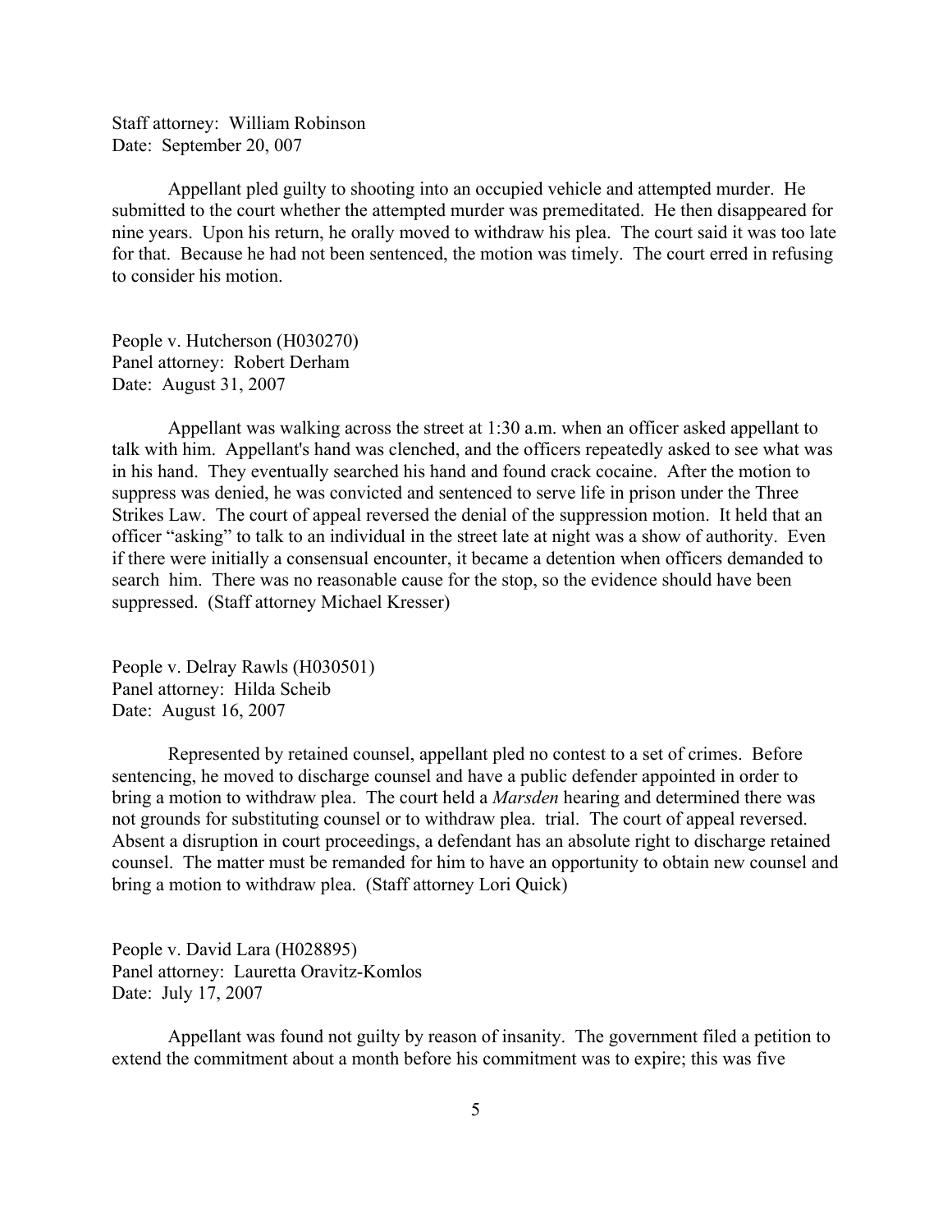Staff attorney: William Robinson
Date: September 20, 007

Appellant pled guilty to shooting into an occupied vehicle and attempted murder. He submitted to the court whether the attempted murder was premeditated. He then disappeared for nine years. Upon his return, he orally moved to withdraw his plea. The court said it was too late for that. Because he had not been sentenced, the motion was timely. The court erred in refusing to consider his motion.

People v. Hutcherson (H030270)
Panel attorney: Robert Derham
Date: August 31, 2007

Appellant was walking across the street at 1:30 a.m. when an officer asked appellant to talk with him. Appellant's hand was clenched, and the officers repeatedly asked to see what was in his hand. They eventually searched his hand and found crack cocaine. After the motion to suppress was denied, he was convicted and sentenced to serve life in prison under the Three Strikes Law. The court of appeal reversed the denial of the suppression motion. It held that an officer "asking" to talk to an individual in the street late at night was a show of authority. Even if there were initially a consensual encounter, it became a detention when officers demanded to search him. There was no reasonable cause for the stop, so the evidence should have been suppressed. (Staff attorney Michael Kresser)

People v. Delray Rawls (H030501)
Panel attorney: Hilda Scheib
Date: August 16, 2007

Represented by retained counsel, appellant pled no contest to a set of crimes. Before sentencing, he moved to discharge counsel and have a public defender appointed in order to bring a motion to withdraw plea. The court held a *Marsden* hearing and determined there was not grounds for substituting counsel or to withdraw plea. trial. The court of appeal reversed. Absent a disruption in court proceedings, a defendant has an absolute right to discharge retained counsel. The matter must be remanded for him to have an opportunity to obtain new counsel and bring a motion to withdraw plea. (Staff attorney Lori Quick)

People v. David Lara (H028895)
Panel attorney: Lauretta Oravitz-Komlos
Date: July 17, 2007

Appellant was found not guilty by reason of insanity. The government filed a petition to extend the commitment about a month before his commitment was to expire; this was five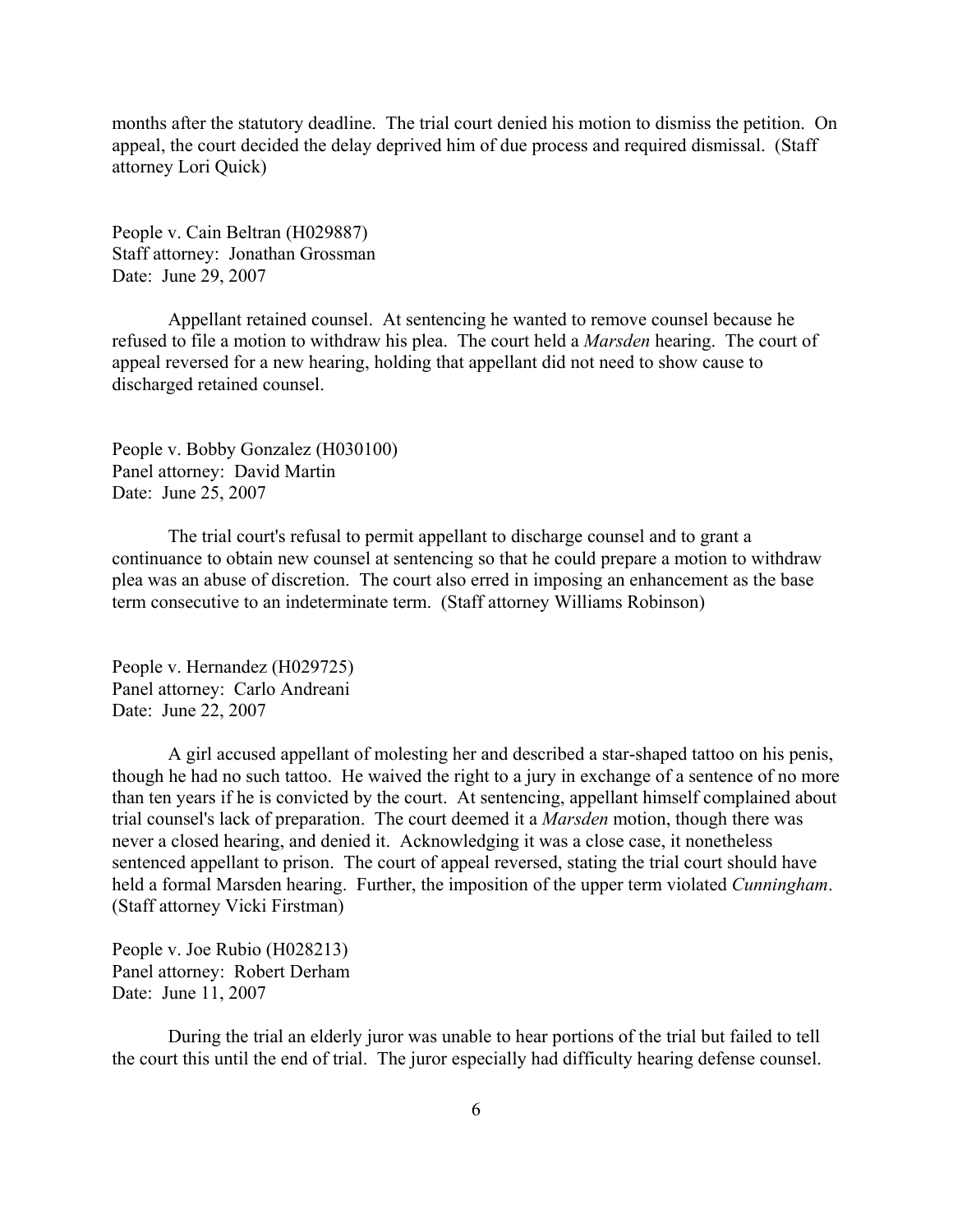months after the statutory deadline. The trial court denied his motion to dismiss the petition. On appeal, the court decided the delay deprived him of due process and required dismissal. (Staff attorney Lori Quick)

People v. Cain Beltran (H029887)
Staff attorney: Jonathan Grossman
Date: June 29, 2007

Appellant retained counsel. At sentencing he wanted to remove counsel because he refused to file a motion to withdraw his plea. The court held a *Marsden* hearing. The court of appeal reversed for a new hearing, holding that appellant did not need to show cause to discharged retained counsel.

People v. Bobby Gonzalez (H030100)
Panel attorney: David Martin
Date: June 25, 2007

The trial court's refusal to permit appellant to discharge counsel and to grant a continuance to obtain new counsel at sentencing so that he could prepare a motion to withdraw plea was an abuse of discretion. The court also erred in imposing an enhancement as the base term consecutive to an indeterminate term. (Staff attorney Williams Robinson)

People v. Hernandez (H029725)
Panel attorney: Carlo Andreani
Date: June 22, 2007

A girl accused appellant of molesting her and described a star-shaped tattoo on his penis, though he had no such tattoo. He waived the right to a jury in exchange of a sentence of no more than ten years if he is convicted by the court. At sentencing, appellant himself complained about trial counsel's lack of preparation. The court deemed it a *Marsden* motion, though there was never a closed hearing, and denied it. Acknowledging it was a close case, it nonetheless sentenced appellant to prison. The court of appeal reversed, stating the trial court should have held a formal Marsden hearing. Further, the imposition of the upper term violated *Cunningham*. (Staff attorney Vicki Firstman)

People v. Joe Rubio (H028213)
Panel attorney: Robert Derham
Date: June 11, 2007

During the trial an elderly juror was unable to hear portions of the trial but failed to tell the court this until the end of trial. The juror especially had difficulty hearing defense counsel.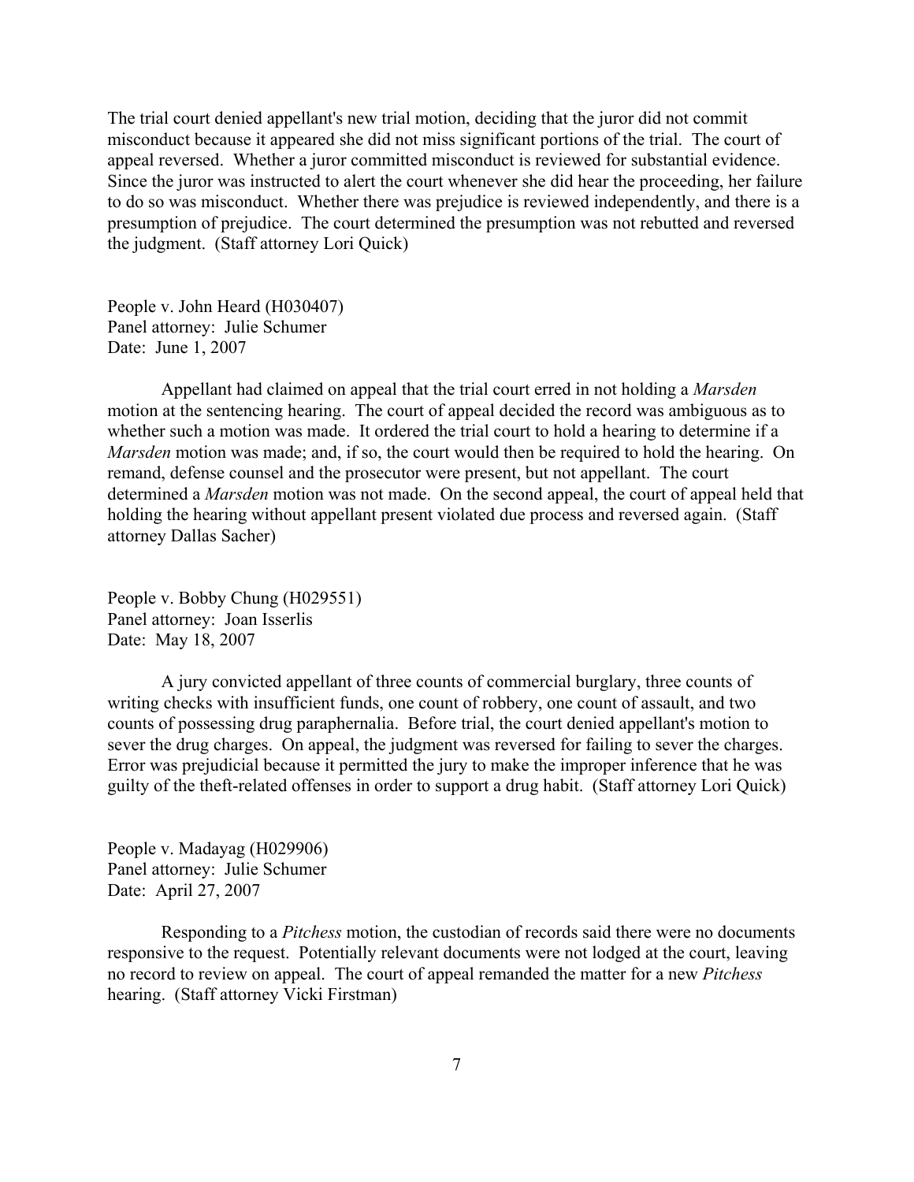The trial court denied appellant's new trial motion, deciding that the juror did not commit misconduct because it appeared she did not miss significant portions of the trial. The court of appeal reversed. Whether a juror committed misconduct is reviewed for substantial evidence. Since the juror was instructed to alert the court whenever she did hear the proceeding, her failure to do so was misconduct. Whether there was prejudice is reviewed independently, and there is a presumption of prejudice. The court determined the presumption was not rebutted and reversed the judgment. (Staff attorney Lori Quick)

People v. John Heard (H030407)
Panel attorney: Julie Schumer
Date: June 1, 2007

Appellant had claimed on appeal that the trial court erred in not holding a *Marsden* motion at the sentencing hearing. The court of appeal decided the record was ambiguous as to whether such a motion was made. It ordered the trial court to hold a hearing to determine if a *Marsden* motion was made; and, if so, the court would then be required to hold the hearing. On remand, defense counsel and the prosecutor were present, but not appellant. The court determined a *Marsden* motion was not made. On the second appeal, the court of appeal held that holding the hearing without appellant present violated due process and reversed again. (Staff attorney Dallas Sacher)

People v. Bobby Chung (H029551)
Panel attorney: Joan Isserlis
Date: May 18, 2007

A jury convicted appellant of three counts of commercial burglary, three counts of writing checks with insufficient funds, one count of robbery, one count of assault, and two counts of possessing drug paraphernalia. Before trial, the court denied appellant's motion to sever the drug charges. On appeal, the judgment was reversed for failing to sever the charges. Error was prejudicial because it permitted the jury to make the improper inference that he was guilty of the theft-related offenses in order to support a drug habit. (Staff attorney Lori Quick)

People v. Madayag (H029906)
Panel attorney: Julie Schumer
Date: April 27, 2007

Responding to a *Pitchess* motion, the custodian of records said there were no documents responsive to the request. Potentially relevant documents were not lodged at the court, leaving no record to review on appeal. The court of appeal remanded the matter for a new *Pitchess* hearing. (Staff attorney Vicki Firstman)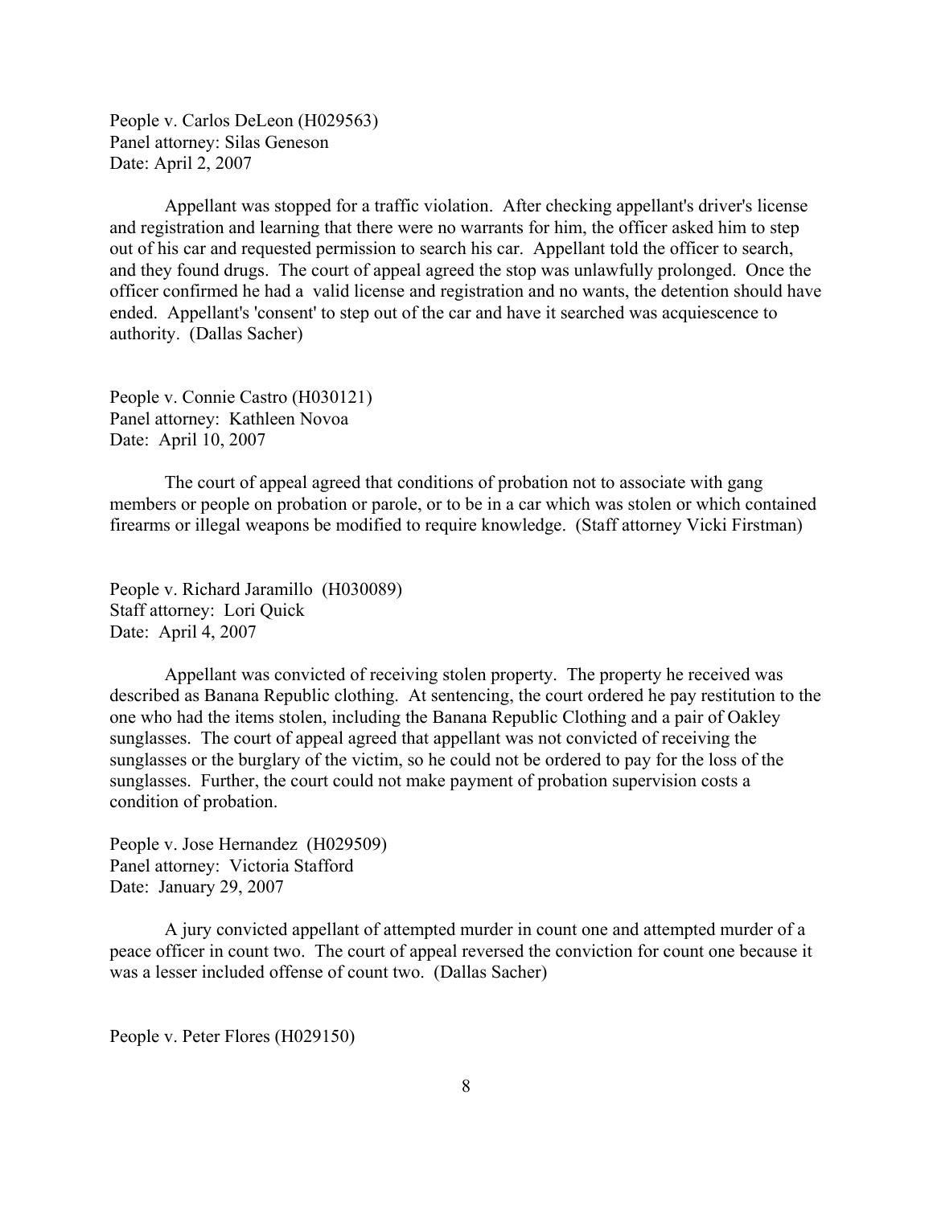People v. Carlos DeLeon (H029563)
Panel attorney: Silas Geneson
Date: April 2, 2007

Appellant was stopped for a traffic violation. After checking appellant's driver's license and registration and learning that there were no warrants for him, the officer asked him to step out of his car and requested permission to search his car. Appellant told the officer to search, and they found drugs. The court of appeal agreed the stop was unlawfully prolonged. Once the officer confirmed he had a valid license and registration and no wants, the detention should have ended. Appellant's 'consent' to step out of the car and have it searched was acquiescence to authority. (Dallas Sacher)

People v. Connie Castro (H030121)
Panel attorney: Kathleen Novoa
Date: April 10, 2007

The court of appeal agreed that conditions of probation not to associate with gang members or people on probation or parole, or to be in a car which was stolen or which contained firearms or illegal weapons be modified to require knowledge. (Staff attorney Vicki Firstman)

People v. Richard Jaramillo (H030089)
Staff attorney: Lori Quick
Date: April 4, 2007

Appellant was convicted of receiving stolen property. The property he received was described as Banana Republic clothing. At sentencing, the court ordered he pay restitution to the one who had the items stolen, including the Banana Republic Clothing and a pair of Oakley sunglasses. The court of appeal agreed that appellant was not convicted of receiving the sunglasses or the burglary of the victim, so he could not be ordered to pay for the loss of the sunglasses. Further, the court could not make payment of probation supervision costs a condition of probation.

People v. Jose Hernandez (H029509)
Panel attorney: Victoria Stafford
Date: January 29, 2007

A jury convicted appellant of attempted murder in count one and attempted murder of a peace officer in count two. The court of appeal reversed the conviction for count one because it was a lesser included offense of count two. (Dallas Sacher)

People v. Peter Flores (H029150)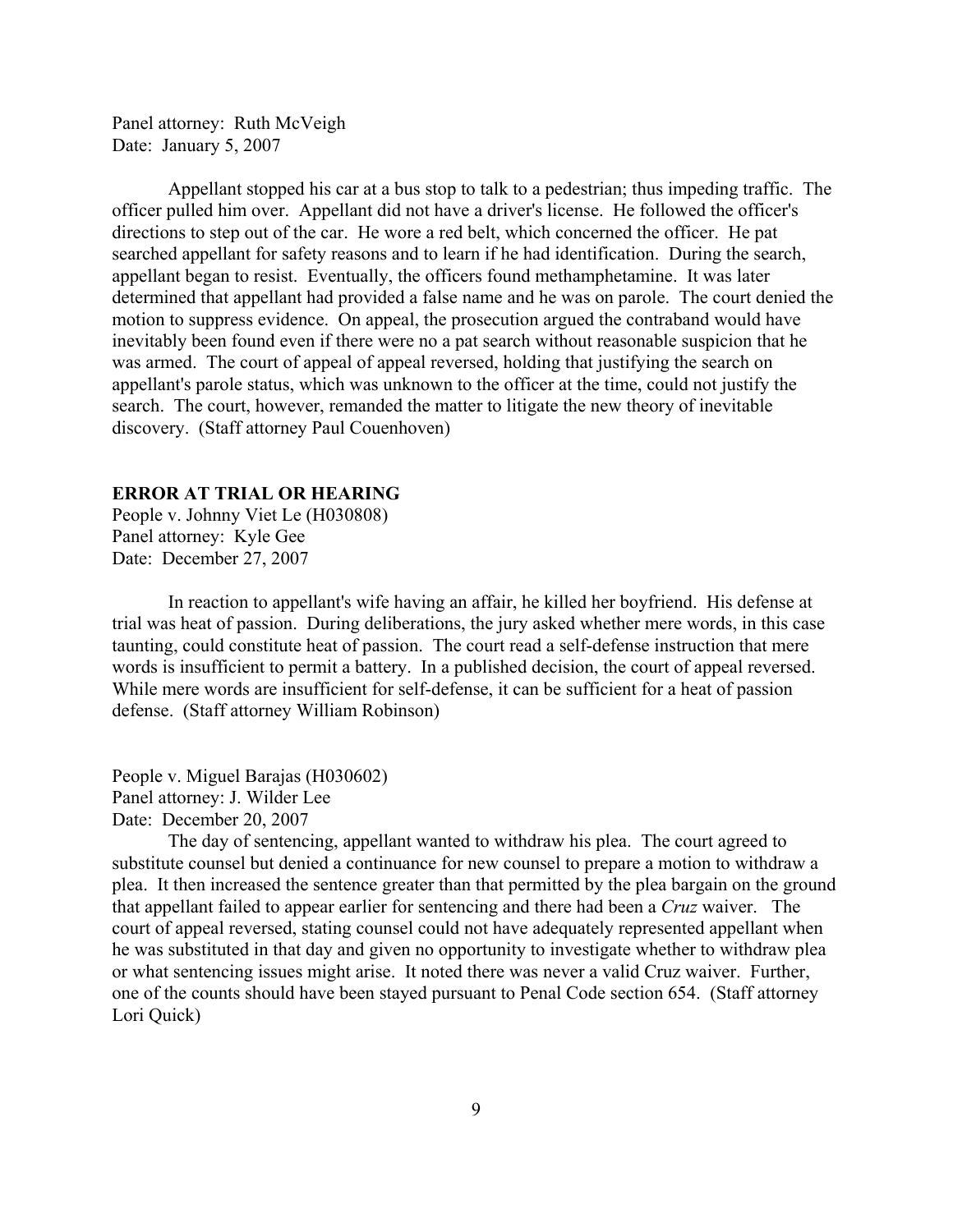Panel attorney: Ruth McVeigh
Date: January 5, 2007

Appellant stopped his car at a bus stop to talk to a pedestrian; thus impeding traffic. The officer pulled him over. Appellant did not have a driver's license. He followed the officer's directions to step out of the car. He wore a red belt, which concerned the officer. He pat searched appellant for safety reasons and to learn if he had identification. During the search, appellant began to resist. Eventually, the officers found methamphetamine. It was later determined that appellant had provided a false name and he was on parole. The court denied the motion to suppress evidence. On appeal, the prosecution argued the contraband would have inevitably been found even if there were no a pat search without reasonable suspicion that he was armed. The court of appeal of appeal reversed, holding that justifying the search on appellant's parole status, which was unknown to the officer at the time, could not justify the search. The court, however, remanded the matter to litigate the new theory of inevitable discovery. (Staff attorney Paul Couenhoven)

**ERROR AT TRIAL OR HEARING**

People v. Johnny Viet Le (H030808)
Panel attorney: Kyle Gee
Date: December 27, 2007

In reaction to appellant's wife having an affair, he killed her boyfriend. His defense at trial was heat of passion. During deliberations, the jury asked whether mere words, in this case taunting, could constitute heat of passion. The court read a self-defense instruction that mere words is insufficient to permit a battery. In a published decision, the court of appeal reversed. While mere words are insufficient for self-defense, it can be sufficient for a heat of passion defense. (Staff attorney William Robinson)

People v. Miguel Barajas (H030602)
Panel attorney: J. Wilder Lee
Date: December 20, 2007

The day of sentencing, appellant wanted to withdraw his plea. The court agreed to substitute counsel but denied a continuance for new counsel to prepare a motion to withdraw a plea. It then increased the sentence greater than that permitted by the plea bargain on the ground that appellant failed to appear earlier for sentencing and there had been a *Cruz* waiver. The court of appeal reversed, stating counsel could not have adequately represented appellant when he was substituted in that day and given no opportunity to investigate whether to withdraw plea or what sentencing issues might arise. It noted there was never a valid Cruz waiver. Further, one of the counts should have been stayed pursuant to Penal Code section 654. (Staff attorney Lori Quick)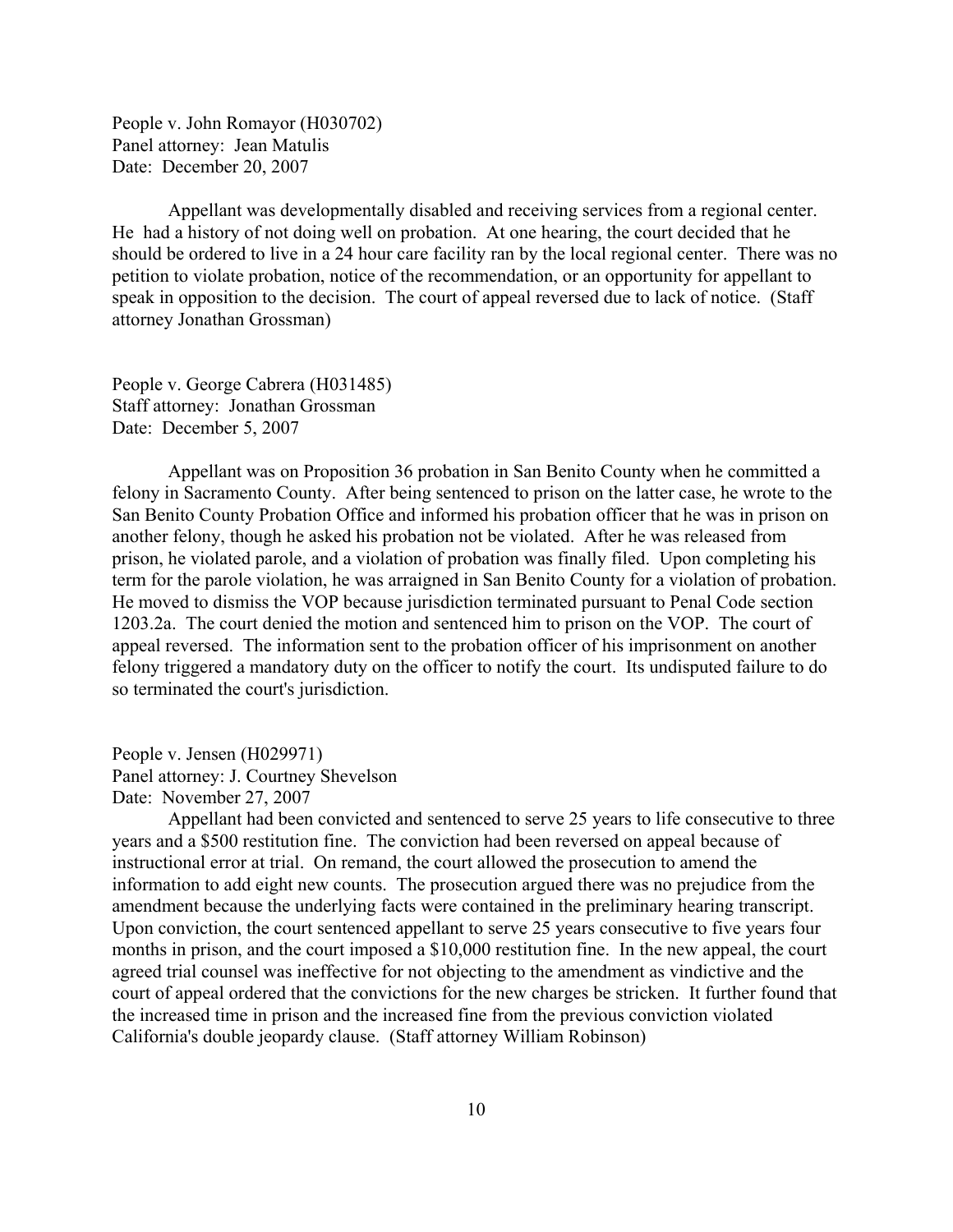People v. John Romayor (H030702)
Panel attorney: Jean Matulis
Date: December 20, 2007

Appellant was developmentally disabled and receiving services from a regional center. He had a history of not doing well on probation. At one hearing, the court decided that he should be ordered to live in a 24 hour care facility ran by the local regional center. There was no petition to violate probation, notice of the recommendation, or an opportunity for appellant to speak in opposition to the decision. The court of appeal reversed due to lack of notice. (Staff attorney Jonathan Grossman)

People v. George Cabrera (H031485)
Staff attorney: Jonathan Grossman
Date: December 5, 2007

Appellant was on Proposition 36 probation in San Benito County when he committed a felony in Sacramento County. After being sentenced to prison on the latter case, he wrote to the San Benito County Probation Office and informed his probation officer that he was in prison on another felony, though he asked his probation not be violated. After he was released from prison, he violated parole, and a violation of probation was finally filed. Upon completing his term for the parole violation, he was arraigned in San Benito County for a violation of probation. He moved to dismiss the VOP because jurisdiction terminated pursuant to Penal Code section 1203.2a. The court denied the motion and sentenced him to prison on the VOP. The court of appeal reversed. The information sent to the probation officer of his imprisonment on another felony triggered a mandatory duty on the officer to notify the court. Its undisputed failure to do so terminated the court's jurisdiction.

People v. Jensen (H029971)
Panel attorney: J. Courtney Shevelson
Date: November 27, 2007

Appellant had been convicted and sentenced to serve 25 years to life consecutive to three years and a $500 restitution fine. The conviction had been reversed on appeal because of instructional error at trial. On remand, the court allowed the prosecution to amend the information to add eight new counts. The prosecution argued there was no prejudice from the amendment because the underlying facts were contained in the preliminary hearing transcript. Upon conviction, the court sentenced appellant to serve 25 years consecutive to five years four months in prison, and the court imposed a $10,000 restitution fine. In the new appeal, the court agreed trial counsel was ineffective for not objecting to the amendment as vindictive and the court of appeal ordered that the convictions for the new charges be stricken. It further found that the increased time in prison and the increased fine from the previous conviction violated California's double jeopardy clause. (Staff attorney William Robinson)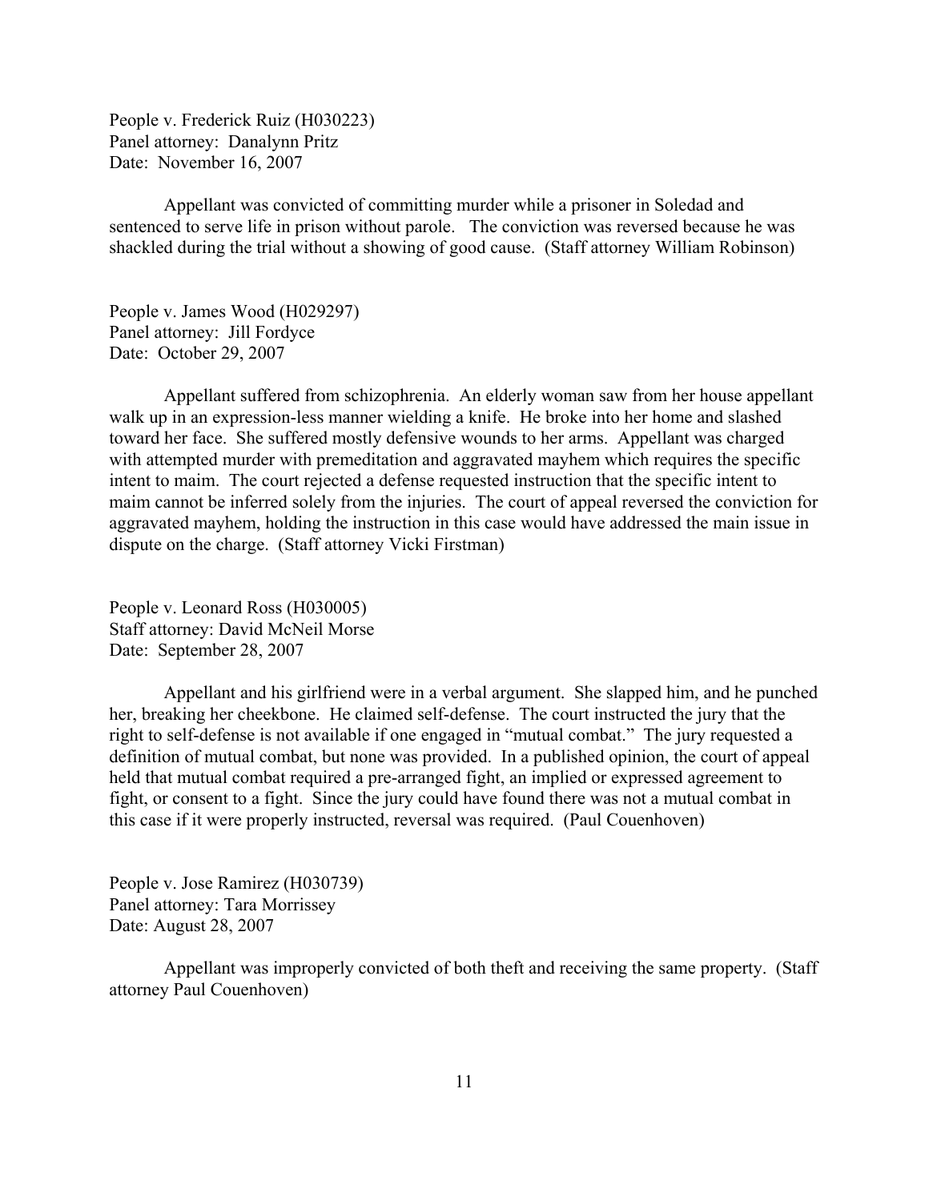People v. Frederick Ruiz (H030223)
Panel attorney: Danalynn Pritz
Date: November 16, 2007

Appellant was convicted of committing murder while a prisoner in Soledad and sentenced to serve life in prison without parole. The conviction was reversed because he was shackled during the trial without a showing of good cause. (Staff attorney William Robinson)

People v. James Wood (H029297)
Panel attorney: Jill Fordyce
Date: October 29, 2007

Appellant suffered from schizophrenia. An elderly woman saw from her house appellant walk up in an expression-less manner wielding a knife. He broke into her home and slashed toward her face. She suffered mostly defensive wounds to her arms. Appellant was charged with attempted murder with premeditation and aggravated mayhem which requires the specific intent to maim. The court rejected a defense requested instruction that the specific intent to maim cannot be inferred solely from the injuries. The court of appeal reversed the conviction for aggravated mayhem, holding the instruction in this case would have addressed the main issue in dispute on the charge. (Staff attorney Vicki Firstman)

People v. Leonard Ross (H030005)
Staff attorney: David McNeil Morse
Date: September 28, 2007

Appellant and his girlfriend were in a verbal argument. She slapped him, and he punched her, breaking her cheekbone. He claimed self-defense. The court instructed the jury that the right to self-defense is not available if one engaged in "mutual combat." The jury requested a definition of mutual combat, but none was provided. In a published opinion, the court of appeal held that mutual combat required a pre-arranged fight, an implied or expressed agreement to fight, or consent to a fight. Since the jury could have found there was not a mutual combat in this case if it were properly instructed, reversal was required. (Paul Couenhoven)

People v. Jose Ramirez (H030739)
Panel attorney: Tara Morrissey
Date: August 28, 2007

Appellant was improperly convicted of both theft and receiving the same property. (Staff attorney Paul Couenhoven)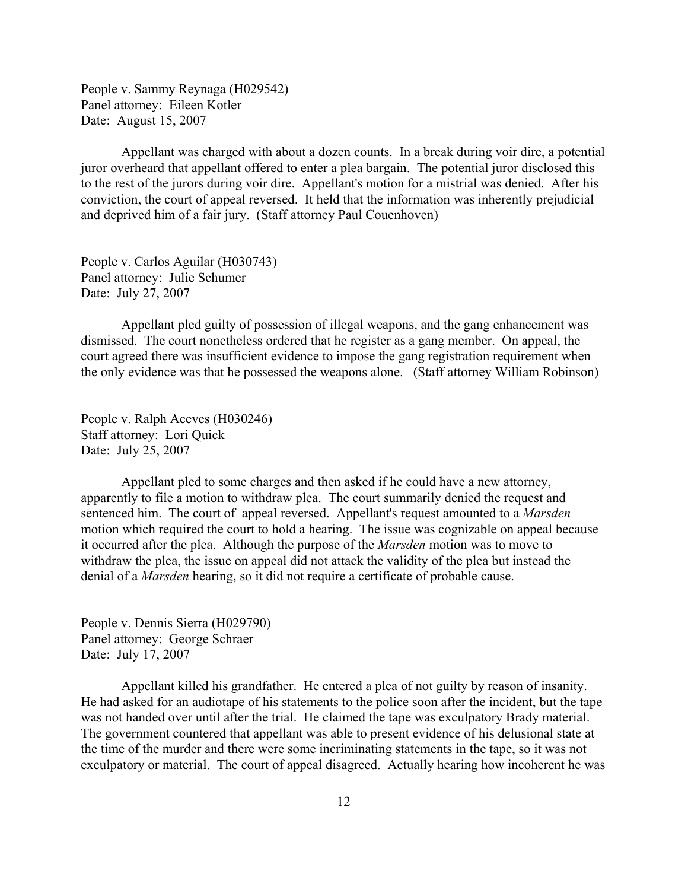People v. Sammy Reynaga (H029542)
Panel attorney: Eileen Kotler
Date: August 15, 2007

Appellant was charged with about a dozen counts. In a break during voir dire, a potential juror overheard that appellant offered to enter a plea bargain. The potential juror disclosed this to the rest of the jurors during voir dire. Appellant's motion for a mistrial was denied. After his conviction, the court of appeal reversed. It held that the information was inherently prejudicial and deprived him of a fair jury. (Staff attorney Paul Couenhoven)

People v. Carlos Aguilar (H030743)
Panel attorney: Julie Schumer
Date: July 27, 2007

Appellant pled guilty of possession of illegal weapons, and the gang enhancement was dismissed. The court nonetheless ordered that he register as a gang member. On appeal, the court agreed there was insufficient evidence to impose the gang registration requirement when the only evidence was that he possessed the weapons alone. (Staff attorney William Robinson)

People v. Ralph Aceves (H030246)
Staff attorney: Lori Quick
Date: July 25, 2007

Appellant pled to some charges and then asked if he could have a new attorney, apparently to file a motion to withdraw plea. The court summarily denied the request and sentenced him. The court of appeal reversed. Appellant's request amounted to a *Marsden* motion which required the court to hold a hearing. The issue was cognizable on appeal because it occurred after the plea. Although the purpose of the *Marsden* motion was to move to withdraw the plea, the issue on appeal did not attack the validity of the plea but instead the denial of a *Marsden* hearing, so it did not require a certificate of probable cause.

People v. Dennis Sierra (H029790)
Panel attorney: George Schraer
Date: July 17, 2007

Appellant killed his grandfather. He entered a plea of not guilty by reason of insanity. He had asked for an audiotape of his statements to the police soon after the incident, but the tape was not handed over until after the trial. He claimed the tape was exculpatory Brady material. The government countered that appellant was able to present evidence of his delusional state at the time of the murder and there were some incriminating statements in the tape, so it was not exculpatory or material. The court of appeal disagreed. Actually hearing how incoherent he was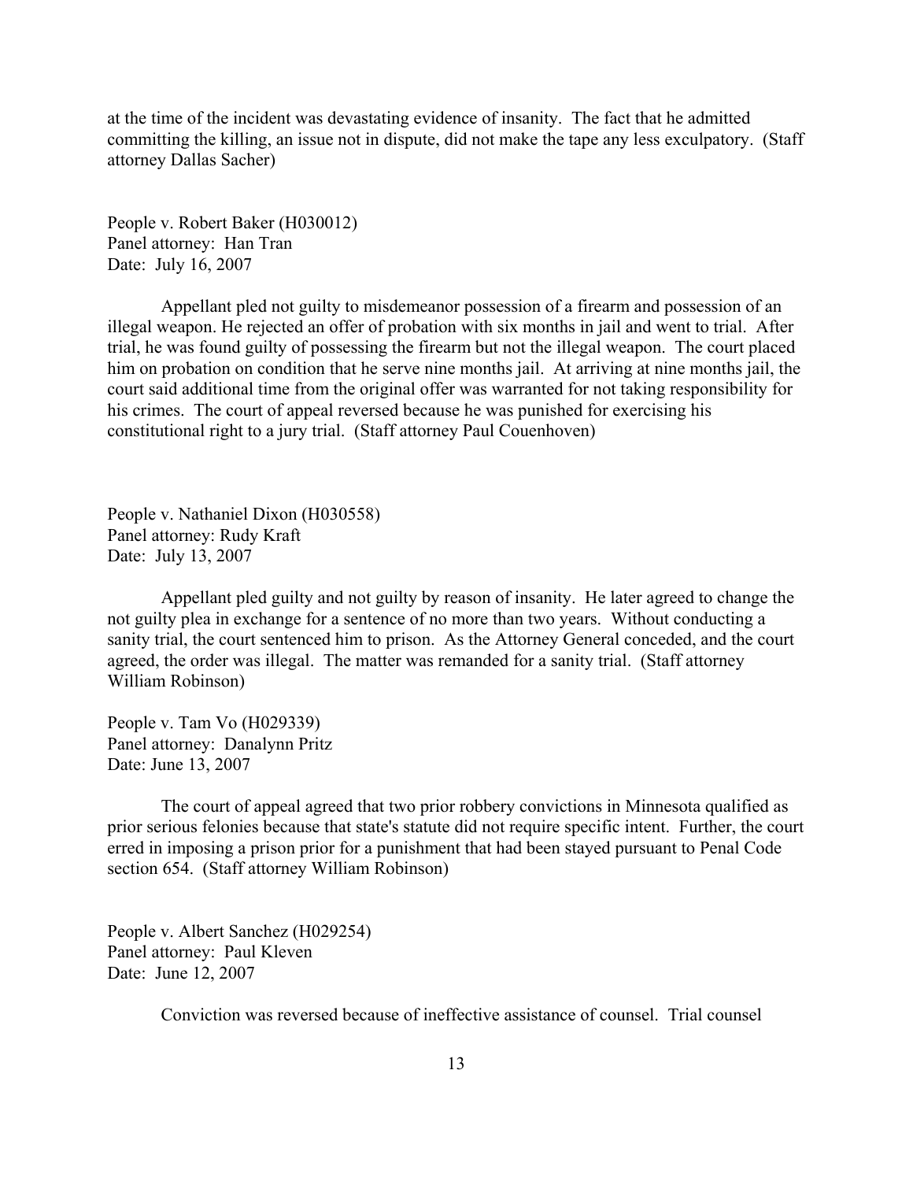at the time of the incident was devastating evidence of insanity. The fact that he admitted committing the killing, an issue not in dispute, did not make the tape any less exculpatory. (Staff attorney Dallas Sacher)

People v. Robert Baker (H030012)
Panel attorney: Han Tran
Date: July 16, 2007

Appellant pled not guilty to misdemeanor possession of a firearm and possession of an illegal weapon. He rejected an offer of probation with six months in jail and went to trial. After trial, he was found guilty of possessing the firearm but not the illegal weapon. The court placed him on probation on condition that he serve nine months jail. At arriving at nine months jail, the court said additional time from the original offer was warranted for not taking responsibility for his crimes. The court of appeal reversed because he was punished for exercising his constitutional right to a jury trial. (Staff attorney Paul Couenhoven)

People v. Nathaniel Dixon (H030558)
Panel attorney: Rudy Kraft
Date: July 13, 2007

Appellant pled guilty and not guilty by reason of insanity. He later agreed to change the not guilty plea in exchange for a sentence of no more than two years. Without conducting a sanity trial, the court sentenced him to prison. As the Attorney General conceded, and the court agreed, the order was illegal. The matter was remanded for a sanity trial. (Staff attorney William Robinson)

People v. Tam Vo (H029339)
Panel attorney: Danalynn Pritz
Date: June 13, 2007

The court of appeal agreed that two prior robbery convictions in Minnesota qualified as prior serious felonies because that state's statute did not require specific intent. Further, the court erred in imposing a prison prior for a punishment that had been stayed pursuant to Penal Code section 654. (Staff attorney William Robinson)

People v. Albert Sanchez (H029254)
Panel attorney: Paul Kleven
Date: June 12, 2007

Conviction was reversed because of ineffective assistance of counsel. Trial counsel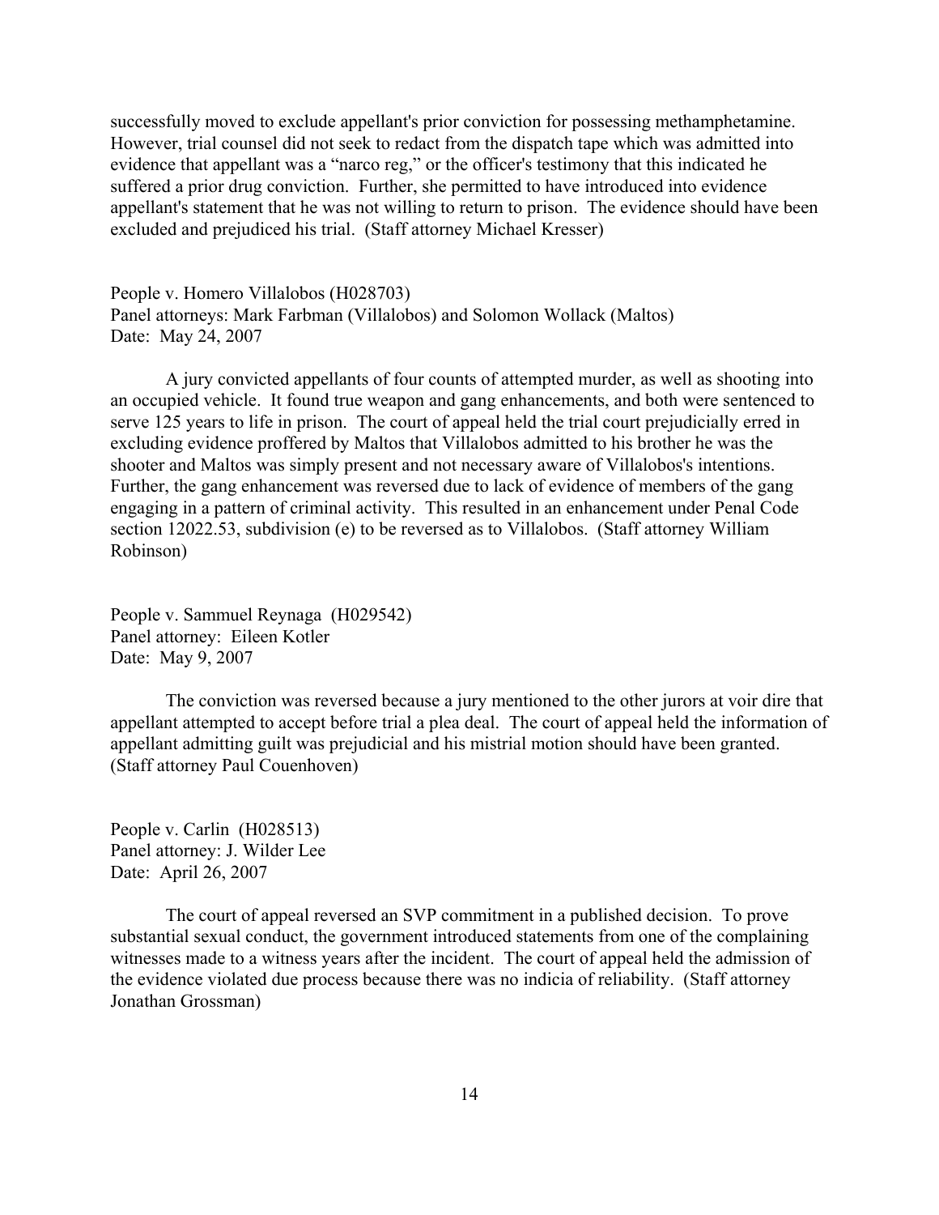successfully moved to exclude appellant's prior conviction for possessing methamphetamine. However, trial counsel did not seek to redact from the dispatch tape which was admitted into evidence that appellant was a "narco reg," or the officer's testimony that this indicated he suffered a prior drug conviction. Further, she permitted to have introduced into evidence appellant's statement that he was not willing to return to prison. The evidence should have been excluded and prejudiced his trial. (Staff attorney Michael Kresser)

People v. Homero Villalobos (H028703)
Panel attorneys: Mark Farbman (Villalobos) and Solomon Wollack (Maltos)
Date: May 24, 2007

A jury convicted appellants of four counts of attempted murder, as well as shooting into an occupied vehicle. It found true weapon and gang enhancements, and both were sentenced to serve 125 years to life in prison. The court of appeal held the trial court prejudicially erred in excluding evidence proffered by Maltos that Villalobos admitted to his brother he was the shooter and Maltos was simply present and not necessary aware of Villalobos's intentions. Further, the gang enhancement was reversed due to lack of evidence of members of the gang engaging in a pattern of criminal activity. This resulted in an enhancement under Penal Code section 12022.53, subdivision (e) to be reversed as to Villalobos. (Staff attorney William Robinson)

People v. Sammuel Reynaga (H029542)
Panel attorney: Eileen Kotler
Date: May 9, 2007

The conviction was reversed because a jury mentioned to the other jurors at voir dire that appellant attempted to accept before trial a plea deal. The court of appeal held the information of appellant admitting guilt was prejudicial and his mistrial motion should have been granted. (Staff attorney Paul Couenhoven)

People v. Carlin (H028513)
Panel attorney: J. Wilder Lee
Date: April 26, 2007

The court of appeal reversed an SVP commitment in a published decision. To prove substantial sexual conduct, the government introduced statements from one of the complaining witnesses made to a witness years after the incident. The court of appeal held the admission of the evidence violated due process because there was no indicia of reliability. (Staff attorney Jonathan Grossman)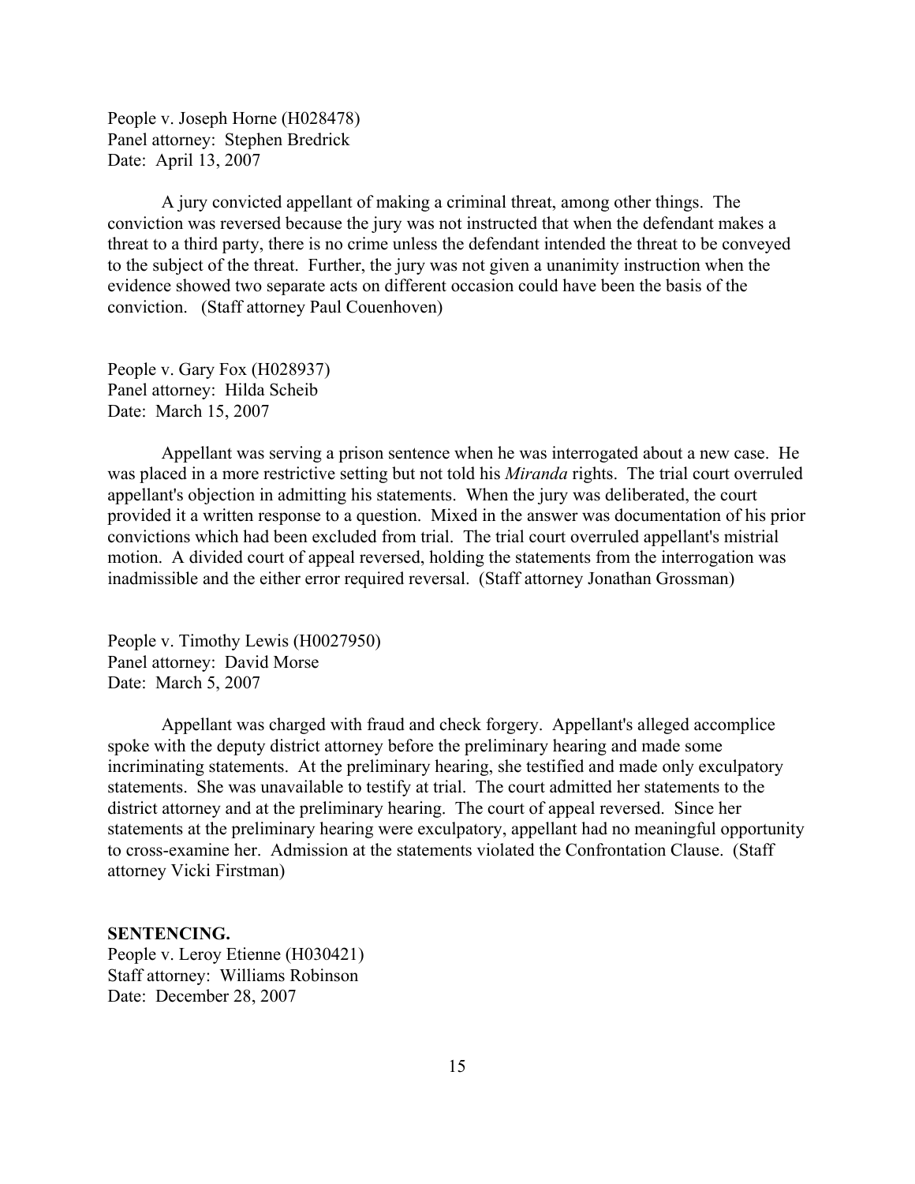People v. Joseph Horne (H028478)
Panel attorney: Stephen Bredrick
Date: April 13, 2007

A jury convicted appellant of making a criminal threat, among other things. The conviction was reversed because the jury was not instructed that when the defendant makes a threat to a third party, there is no crime unless the defendant intended the threat to be conveyed to the subject of the threat. Further, the jury was not given a unanimity instruction when the evidence showed two separate acts on different occasion could have been the basis of the conviction. (Staff attorney Paul Couenhoven)

People v. Gary Fox (H028937)
Panel attorney: Hilda Scheib
Date: March 15, 2007

Appellant was serving a prison sentence when he was interrogated about a new case. He was placed in a more restrictive setting but not told his *Miranda* rights. The trial court overruled appellant's objection in admitting his statements. When the jury was deliberated, the court provided it a written response to a question. Mixed in the answer was documentation of his prior convictions which had been excluded from trial. The trial court overruled appellant's mistrial motion. A divided court of appeal reversed, holding the statements from the interrogation was inadmissible and the either error required reversal. (Staff attorney Jonathan Grossman)

People v. Timothy Lewis (H0027950)
Panel attorney: David Morse
Date: March 5, 2007

Appellant was charged with fraud and check forgery. Appellant's alleged accomplice spoke with the deputy district attorney before the preliminary hearing and made some incriminating statements. At the preliminary hearing, she testified and made only exculpatory statements. She was unavailable to testify at trial. The court admitted her statements to the district attorney and at the preliminary hearing. The court of appeal reversed. Since her statements at the preliminary hearing were exculpatory, appellant had no meaningful opportunity to cross-examine her. Admission at the statements violated the Confrontation Clause. (Staff attorney Vicki Firstman)

**SENTENCING.**

People v. Leroy Etienne (H030421)
Staff attorney: Williams Robinson
Date: December 28, 2007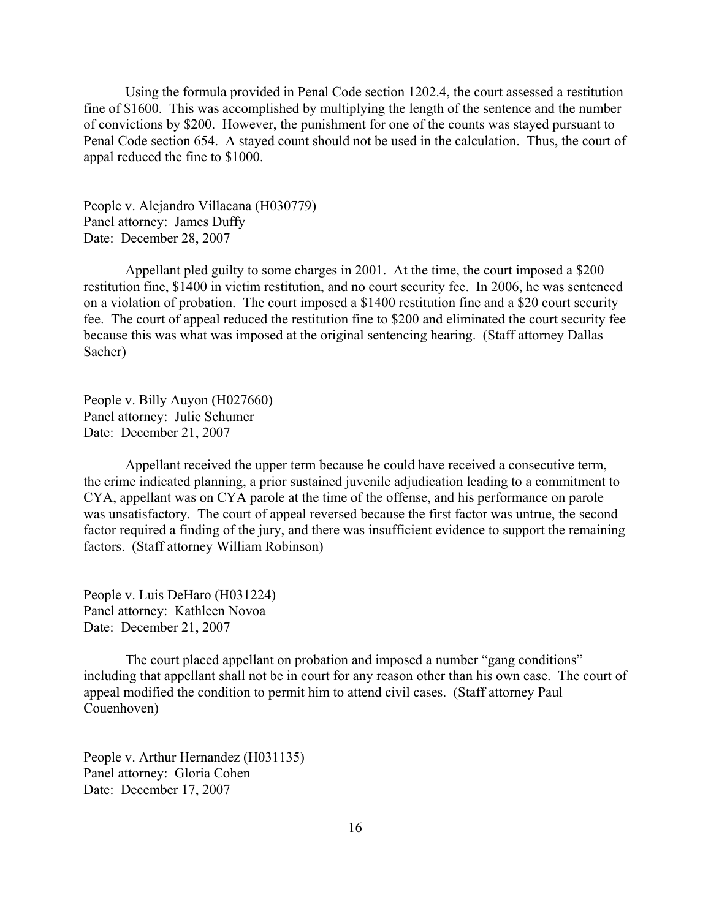Using the formula provided in Penal Code section 1202.4, the court assessed a restitution fine of $1600. This was accomplished by multiplying the length of the sentence and the number of convictions by $200. However, the punishment for one of the counts was stayed pursuant to Penal Code section 654. A stayed count should not be used in the calculation. Thus, the court of appal reduced the fine to $1000.

People v. Alejandro Villacana (H030779)
Panel attorney: James Duffy
Date: December 28, 2007

Appellant pled guilty to some charges in 2001. At the time, the court imposed a $200 restitution fine, $1400 in victim restitution, and no court security fee. In 2006, he was sentenced on a violation of probation. The court imposed a $1400 restitution fine and a $20 court security fee. The court of appeal reduced the restitution fine to $200 and eliminated the court security fee because this was what was imposed at the original sentencing hearing. (Staff attorney Dallas Sacher)

People v. Billy Auyon (H027660)
Panel attorney: Julie Schumer
Date: December 21, 2007

Appellant received the upper term because he could have received a consecutive term, the crime indicated planning, a prior sustained juvenile adjudication leading to a commitment to CYA, appellant was on CYA parole at the time of the offense, and his performance on parole was unsatisfactory. The court of appeal reversed because the first factor was untrue, the second factor required a finding of the jury, and there was insufficient evidence to support the remaining factors. (Staff attorney William Robinson)

People v. Luis DeHaro (H031224)
Panel attorney: Kathleen Novoa
Date: December 21, 2007

The court placed appellant on probation and imposed a number "gang conditions" including that appellant shall not be in court for any reason other than his own case. The court of appeal modified the condition to permit him to attend civil cases. (Staff attorney Paul Couenhoven)

People v. Arthur Hernandez (H031135)
Panel attorney: Gloria Cohen
Date: December 17, 2007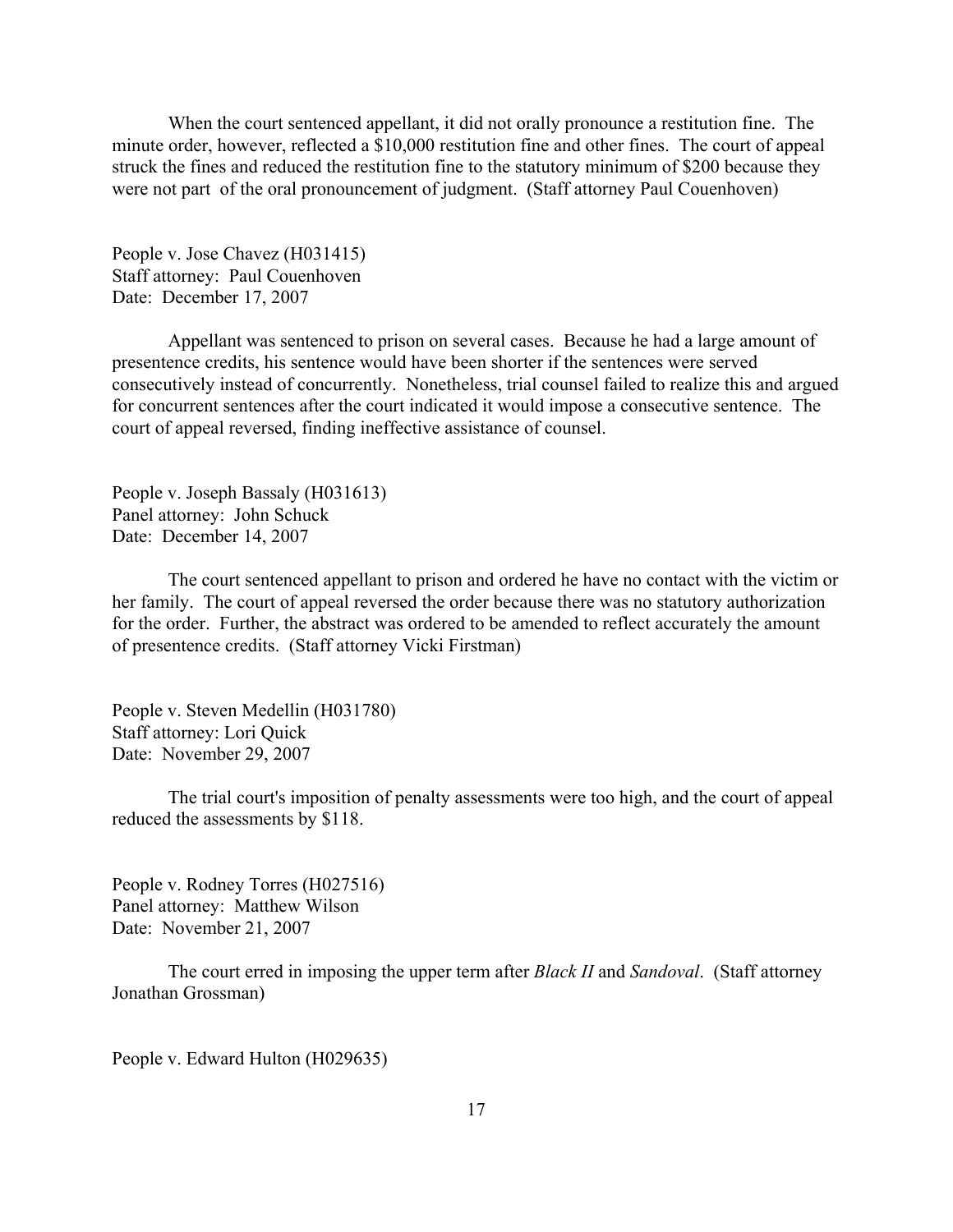When the court sentenced appellant, it did not orally pronounce a restitution fine. The minute order, however, reflected a $10,000 restitution fine and other fines. The court of appeal struck the fines and reduced the restitution fine to the statutory minimum of $200 because they were not part of the oral pronouncement of judgment. (Staff attorney Paul Couenhoven)

People v. Jose Chavez (H031415)
Staff attorney: Paul Couenhoven
Date: December 17, 2007

Appellant was sentenced to prison on several cases. Because he had a large amount of presentence credits, his sentence would have been shorter if the sentences were served consecutively instead of concurrently. Nonetheless, trial counsel failed to realize this and argued for concurrent sentences after the court indicated it would impose a consecutive sentence. The court of appeal reversed, finding ineffective assistance of counsel.

People v. Joseph Bassaly (H031613)
Panel attorney: John Schuck
Date: December 14, 2007

The court sentenced appellant to prison and ordered he have no contact with the victim or her family. The court of appeal reversed the order because there was no statutory authorization for the order. Further, the abstract was ordered to be amended to reflect accurately the amount of presentence credits. (Staff attorney Vicki Firstman)

People v. Steven Medellin (H031780)
Staff attorney: Lori Quick
Date: November 29, 2007

The trial court's imposition of penalty assessments were too high, and the court of appeal reduced the assessments by $118.

People v. Rodney Torres (H027516)
Panel attorney: Matthew Wilson
Date: November 21, 2007

The court erred in imposing the upper term after *Black II* and *Sandoval*. (Staff attorney Jonathan Grossman)

People v. Edward Hulton (H029635)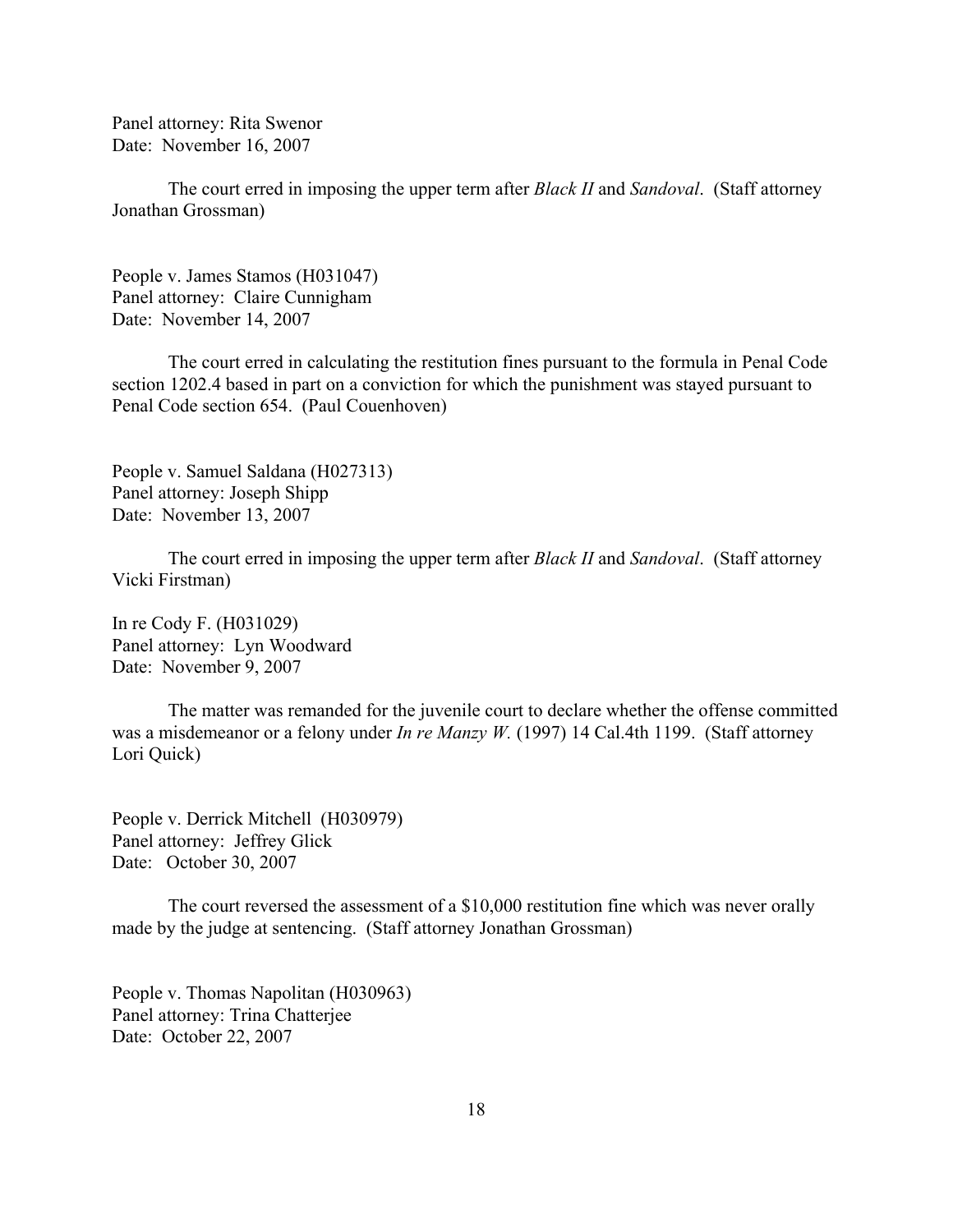Panel attorney: Rita Swenor
Date: November 16, 2007

The court erred in imposing the upper term after *Black II* and *Sandoval*. (Staff attorney Jonathan Grossman)

People v. James Stamos (H031047)
Panel attorney: Claire Cunnigham
Date: November 14, 2007

The court erred in calculating the restitution fines pursuant to the formula in Penal Code section 1202.4 based in part on a conviction for which the punishment was stayed pursuant to Penal Code section 654. (Paul Couenhoven)

People v. Samuel Saldana (H027313)
Panel attorney: Joseph Shipp
Date: November 13, 2007

The court erred in imposing the upper term after *Black II* and *Sandoval*. (Staff attorney Vicki Firstman)

In re Cody F. (H031029)
Panel attorney: Lyn Woodward
Date: November 9, 2007

The matter was remanded for the juvenile court to declare whether the offense committed was a misdemeanor or a felony under *In re Manzy W.* (1997) 14 Cal.4th 1199. (Staff attorney Lori Quick)

People v. Derrick Mitchell (H030979)
Panel attorney: Jeffrey Glick
Date: October 30, 2007

The court reversed the assessment of a $10,000 restitution fine which was never orally made by the judge at sentencing. (Staff attorney Jonathan Grossman)

People v. Thomas Napolitan (H030963)
Panel attorney: Trina Chatterjee
Date: October 22, 2007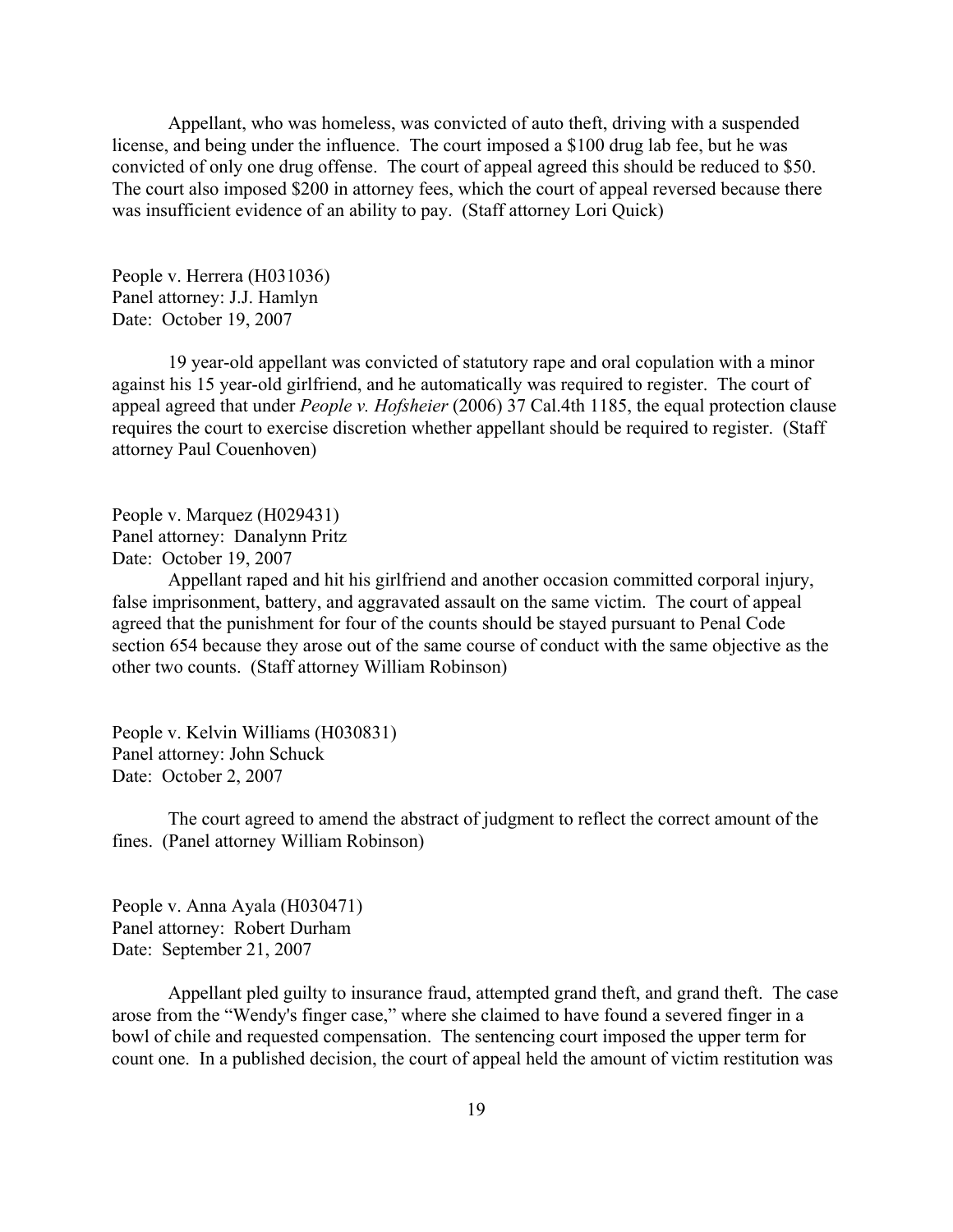Appellant, who was homeless, was convicted of auto theft, driving with a suspended license, and being under the influence. The court imposed a $100 drug lab fee, but he was convicted of only one drug offense. The court of appeal agreed this should be reduced to $50. The court also imposed $200 in attorney fees, which the court of appeal reversed because there was insufficient evidence of an ability to pay. (Staff attorney Lori Quick)

People v. Herrera (H031036)
Panel attorney: J.J. Hamlyn
Date: October 19, 2007

19 year-old appellant was convicted of statutory rape and oral copulation with a minor against his 15 year-old girlfriend, and he automatically was required to register. The court of appeal agreed that under *People v. Hofsheier* (2006) 37 Cal.4th 1185, the equal protection clause requires the court to exercise discretion whether appellant should be required to register. (Staff attorney Paul Couenhoven)

People v. Marquez (H029431)
Panel attorney: Danalynn Pritz
Date: October 19, 2007

Appellant raped and hit his girlfriend and another occasion committed corporal injury, false imprisonment, battery, and aggravated assault on the same victim. The court of appeal agreed that the punishment for four of the counts should be stayed pursuant to Penal Code section 654 because they arose out of the same course of conduct with the same objective as the other two counts. (Staff attorney William Robinson)

People v. Kelvin Williams (H030831)
Panel attorney: John Schuck
Date: October 2, 2007

The court agreed to amend the abstract of judgment to reflect the correct amount of the fines. (Panel attorney William Robinson)

People v. Anna Ayala (H030471)
Panel attorney: Robert Durham
Date: September 21, 2007

Appellant pled guilty to insurance fraud, attempted grand theft, and grand theft. The case arose from the "Wendy's finger case," where she claimed to have found a severed finger in a bowl of chile and requested compensation. The sentencing court imposed the upper term for count one. In a published decision, the court of appeal held the amount of victim restitution was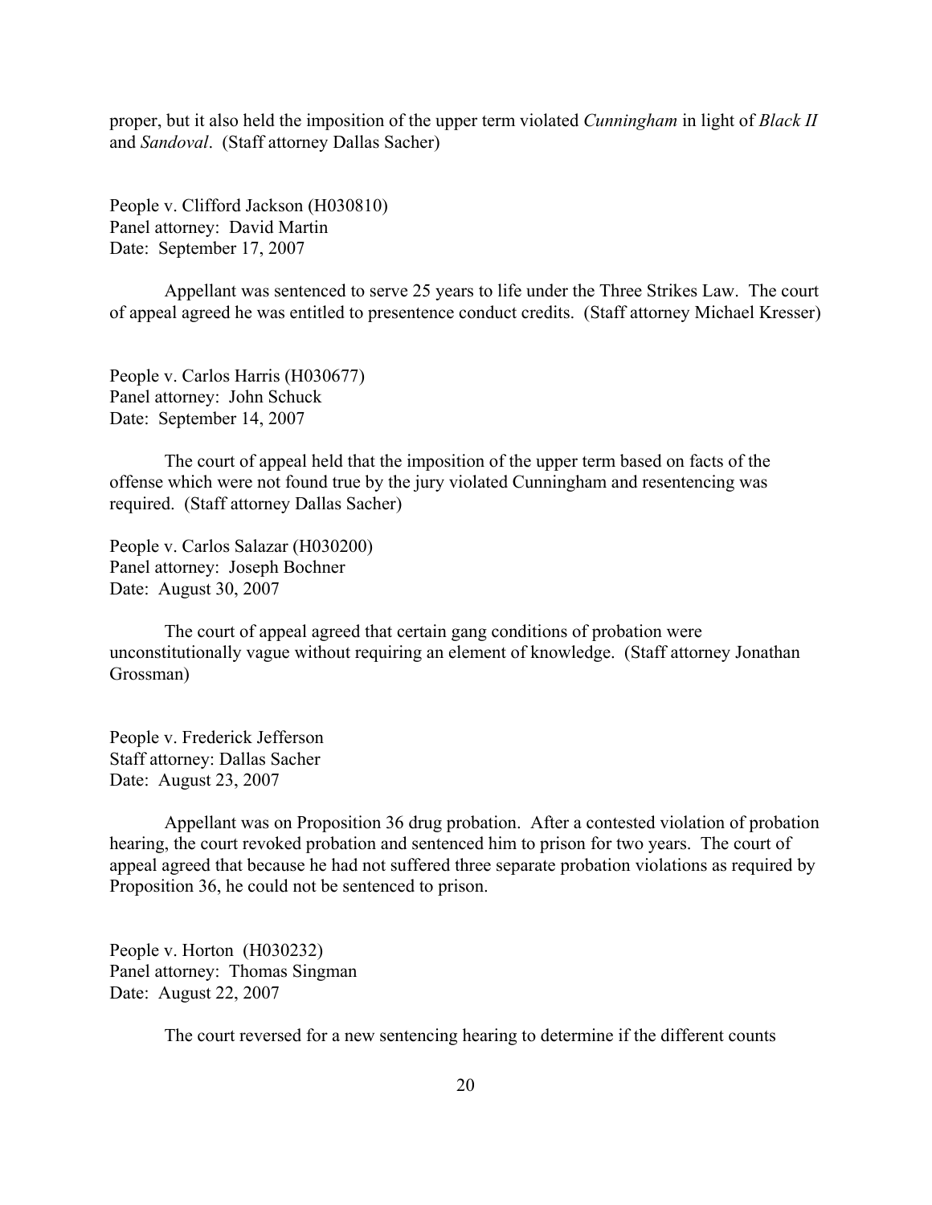proper, but it also held the imposition of the upper term violated *Cunningham* in light of *Black II* and *Sandoval*. (Staff attorney Dallas Sacher)

People v. Clifford Jackson (H030810)
Panel attorney: David Martin
Date: September 17, 2007

Appellant was sentenced to serve 25 years to life under the Three Strikes Law. The court of appeal agreed he was entitled to presentence conduct credits. (Staff attorney Michael Kresser)

People v. Carlos Harris (H030677)
Panel attorney: John Schuck
Date: September 14, 2007

The court of appeal held that the imposition of the upper term based on facts of the offense which were not found true by the jury violated Cunningham and resentencing was required. (Staff attorney Dallas Sacher)

People v. Carlos Salazar (H030200)
Panel attorney: Joseph Bochner
Date: August 30, 2007

The court of appeal agreed that certain gang conditions of probation were unconstitutionally vague without requiring an element of knowledge. (Staff attorney Jonathan Grossman)

People v. Frederick Jefferson
Staff attorney: Dallas Sacher
Date: August 23, 2007

Appellant was on Proposition 36 drug probation. After a contested violation of probation hearing, the court revoked probation and sentenced him to prison for two years. The court of appeal agreed that because he had not suffered three separate probation violations as required by Proposition 36, he could not be sentenced to prison.

People v. Horton (H030232)
Panel attorney: Thomas Singman
Date: August 22, 2007

The court reversed for a new sentencing hearing to determine if the different counts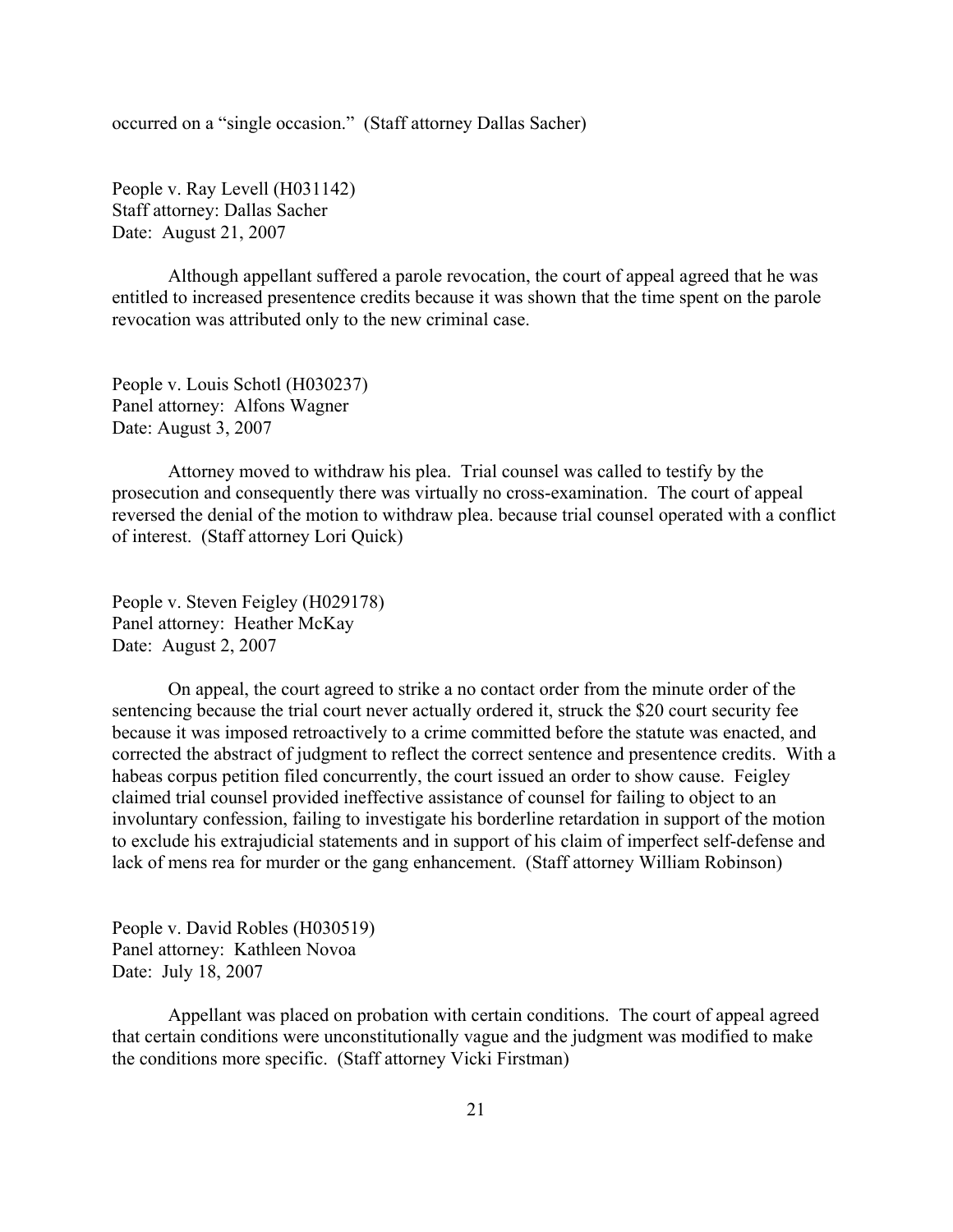occurred on a "single occasion." (Staff attorney Dallas Sacher)

People v. Ray Levell (H031142)
Staff attorney: Dallas Sacher
Date: August 21, 2007

Although appellant suffered a parole revocation, the court of appeal agreed that he was entitled to increased presentence credits because it was shown that the time spent on the parole revocation was attributed only to the new criminal case.

People v. Louis Schotl (H030237)
Panel attorney: Alfons Wagner
Date: August 3, 2007

Attorney moved to withdraw his plea. Trial counsel was called to testify by the prosecution and consequently there was virtually no cross-examination. The court of appeal reversed the denial of the motion to withdraw plea. because trial counsel operated with a conflict of interest. (Staff attorney Lori Quick)

People v. Steven Feigley (H029178)
Panel attorney: Heather McKay
Date: August 2, 2007

On appeal, the court agreed to strike a no contact order from the minute order of the sentencing because the trial court never actually ordered it, struck the $20 court security fee because it was imposed retroactively to a crime committed before the statute was enacted, and corrected the abstract of judgment to reflect the correct sentence and presentence credits. With a habeas corpus petition filed concurrently, the court issued an order to show cause. Feigley claimed trial counsel provided ineffective assistance of counsel for failing to object to an involuntary confession, failing to investigate his borderline retardation in support of the motion to exclude his extrajudicial statements and in support of his claim of imperfect self-defense and lack of mens rea for murder or the gang enhancement. (Staff attorney William Robinson)

People v. David Robles (H030519)
Panel attorney: Kathleen Novoa
Date: July 18, 2007

Appellant was placed on probation with certain conditions. The court of appeal agreed that certain conditions were unconstitutionally vague and the judgment was modified to make the conditions more specific. (Staff attorney Vicki Firstman)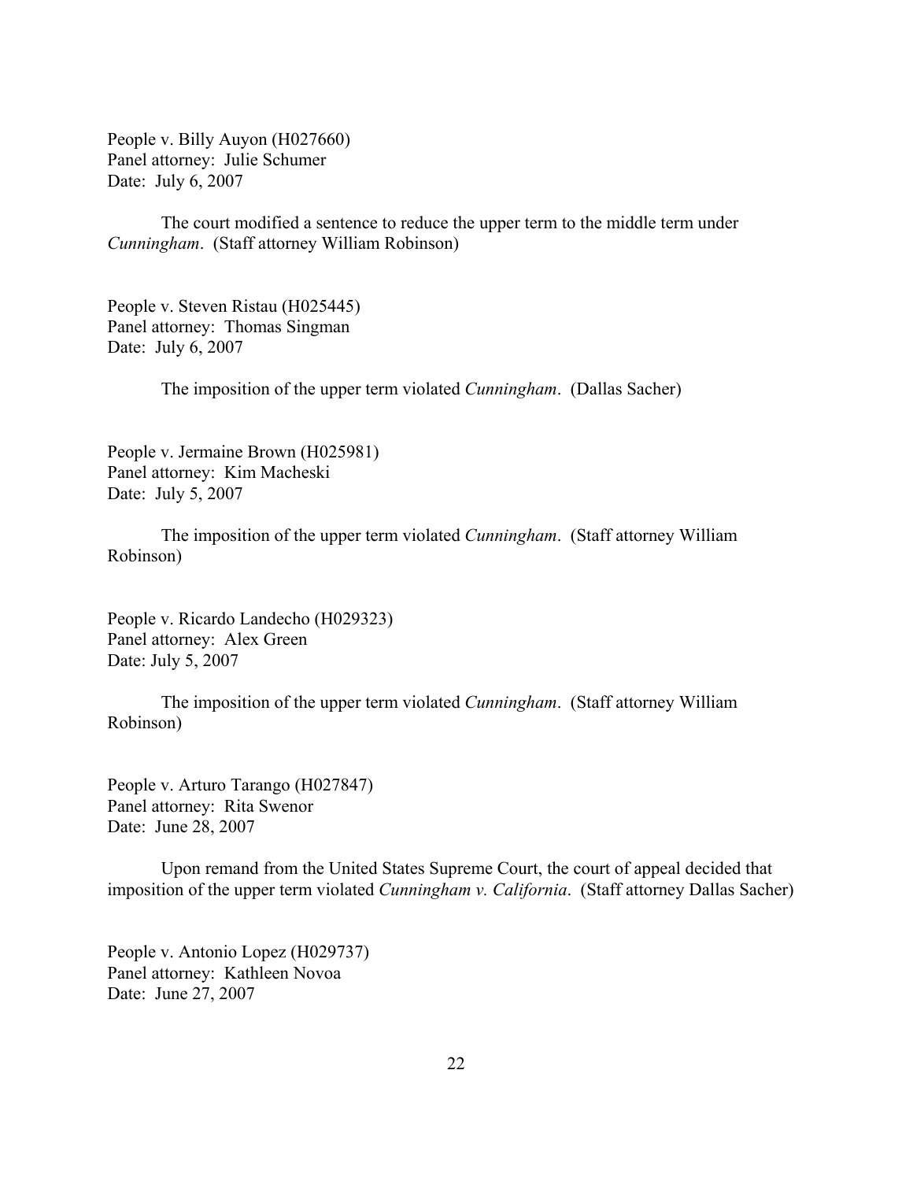People v. Billy Auyon (H027660)
Panel attorney: Julie Schumer
Date: July 6, 2007

The court modified a sentence to reduce the upper term to the middle term under *Cunningham*. (Staff attorney William Robinson)

People v. Steven Ristau (H025445)
Panel attorney: Thomas Singman
Date: July 6, 2007

The imposition of the upper term violated *Cunningham*. (Dallas Sacher)

People v. Jermaine Brown (H025981)
Panel attorney: Kim Macheski
Date: July 5, 2007

The imposition of the upper term violated *Cunningham*. (Staff attorney William Robinson)

People v. Ricardo Landecho (H029323)
Panel attorney: Alex Green
Date: July 5, 2007

The imposition of the upper term violated *Cunningham*. (Staff attorney William Robinson)

People v. Arturo Tarango (H027847)
Panel attorney: Rita Swenor
Date: June 28, 2007

Upon remand from the United States Supreme Court, the court of appeal decided that imposition of the upper term violated *Cunningham v. California*. (Staff attorney Dallas Sacher)

People v. Antonio Lopez (H029737)
Panel attorney: Kathleen Novoa
Date: June 27, 2007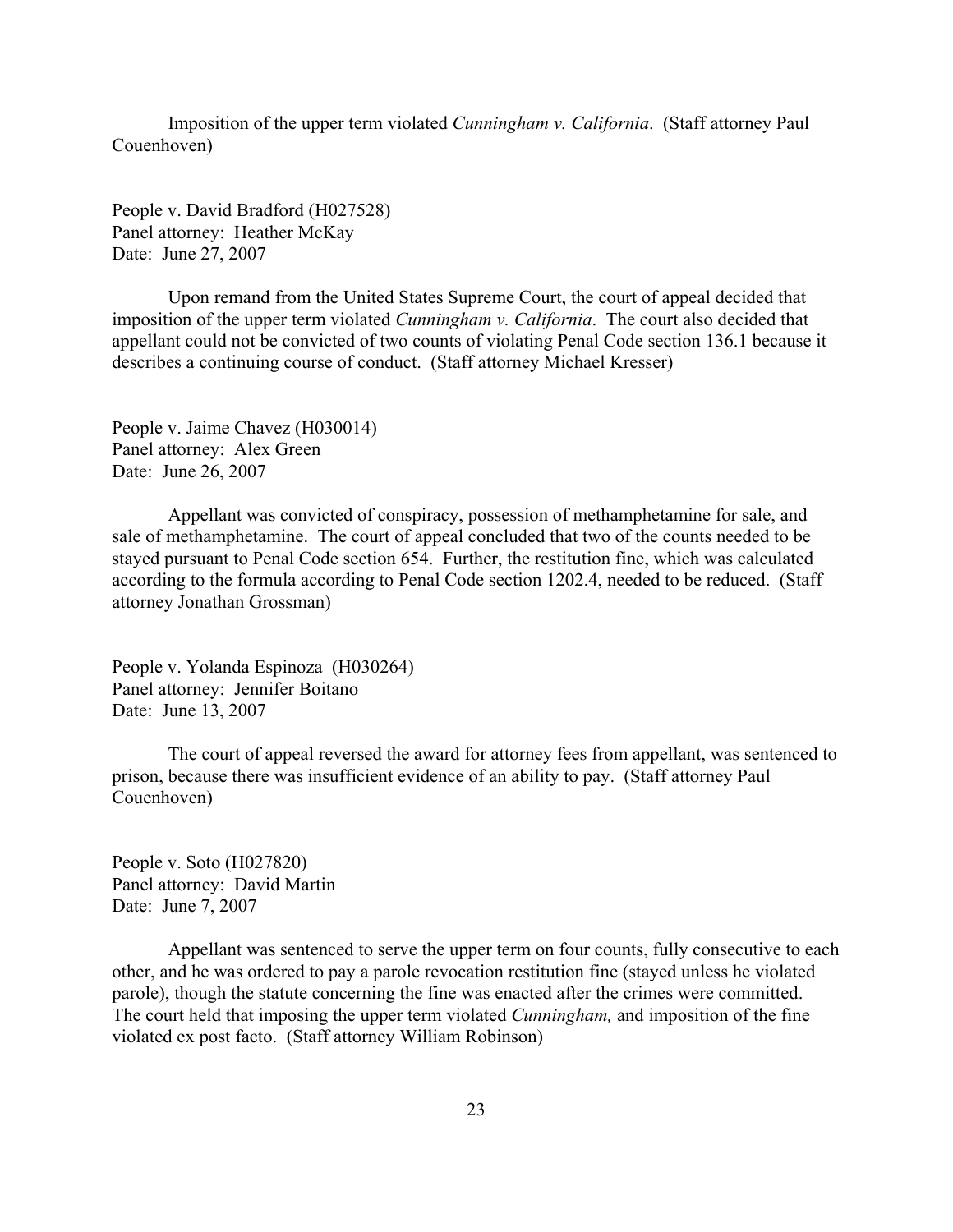Imposition of the upper term violated *Cunningham v. California*. (Staff attorney Paul Couenhoven)

People v. David Bradford (H027528)
Panel attorney: Heather McKay
Date: June 27, 2007

Upon remand from the United States Supreme Court, the court of appeal decided that imposition of the upper term violated *Cunningham v. California*. The court also decided that appellant could not be convicted of two counts of violating Penal Code section 136.1 because it describes a continuing course of conduct. (Staff attorney Michael Kresser)

People v. Jaime Chavez (H030014)
Panel attorney: Alex Green
Date: June 26, 2007

Appellant was convicted of conspiracy, possession of methamphetamine for sale, and sale of methamphetamine. The court of appeal concluded that two of the counts needed to be stayed pursuant to Penal Code section 654. Further, the restitution fine, which was calculated according to the formula according to Penal Code section 1202.4, needed to be reduced. (Staff attorney Jonathan Grossman)

People v. Yolanda Espinoza (H030264)
Panel attorney: Jennifer Boitano
Date: June 13, 2007

The court of appeal reversed the award for attorney fees from appellant, was sentenced to prison, because there was insufficient evidence of an ability to pay. (Staff attorney Paul Couenhoven)

People v. Soto (H027820)
Panel attorney: David Martin
Date: June 7, 2007

Appellant was sentenced to serve the upper term on four counts, fully consecutive to each other, and he was ordered to pay a parole revocation restitution fine (stayed unless he violated parole), though the statute concerning the fine was enacted after the crimes were committed. The court held that imposing the upper term violated *Cunningham,* and imposition of the fine violated ex post facto. (Staff attorney William Robinson)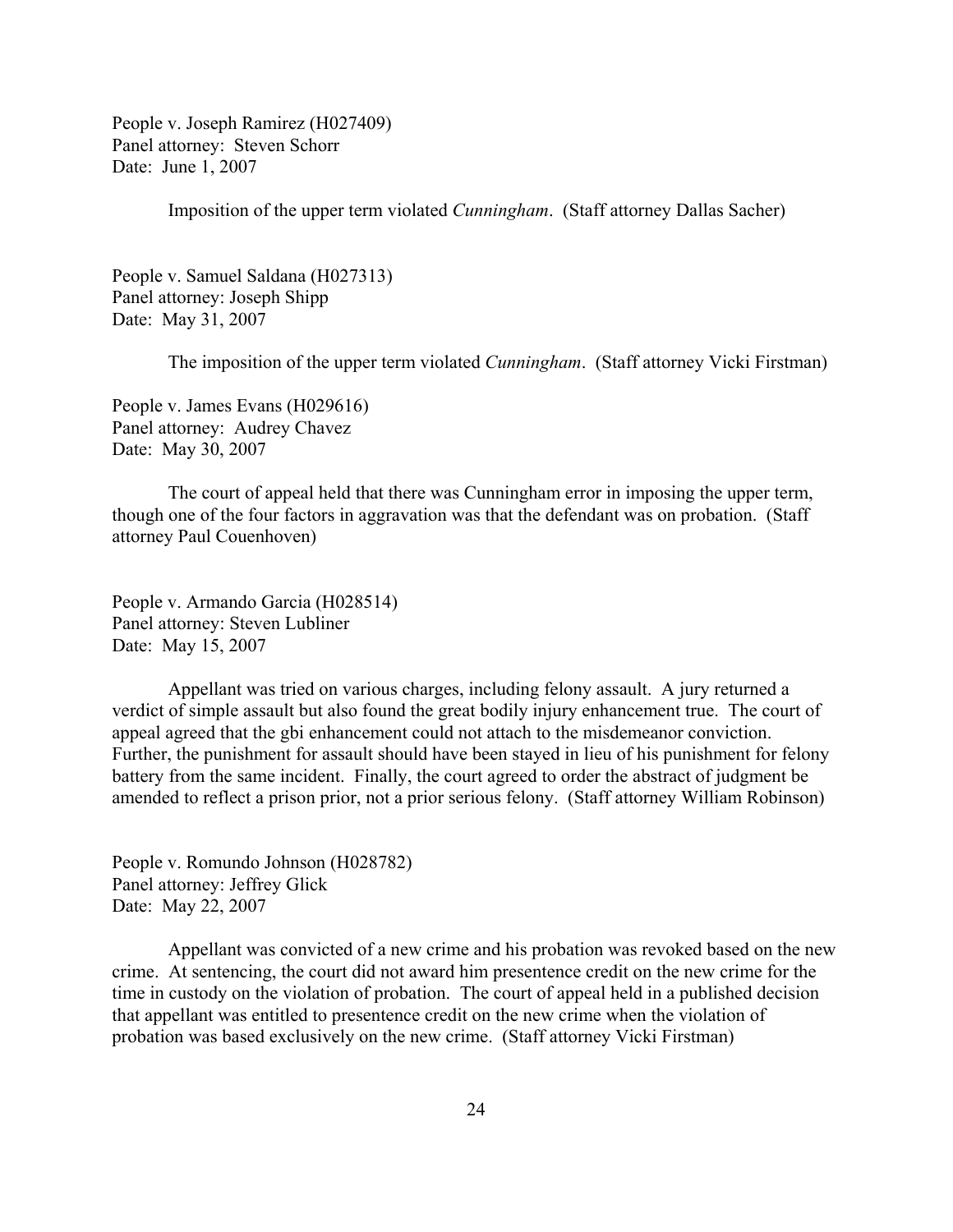People v. Joseph Ramirez (H027409)
Panel attorney: Steven Schorr
Date: June 1, 2007

Imposition of the upper term violated *Cunningham*. (Staff attorney Dallas Sacher)

People v. Samuel Saldana (H027313)
Panel attorney: Joseph Shipp
Date: May 31, 2007

The imposition of the upper term violated *Cunningham*. (Staff attorney Vicki Firstman)

People v. James Evans (H029616)
Panel attorney: Audrey Chavez
Date: May 30, 2007

The court of appeal held that there was Cunningham error in imposing the upper term, though one of the four factors in aggravation was that the defendant was on probation. (Staff attorney Paul Couenhoven)

People v. Armando Garcia (H028514)
Panel attorney: Steven Lubliner
Date: May 15, 2007

Appellant was tried on various charges, including felony assault. A jury returned a verdict of simple assault but also found the great bodily injury enhancement true. The court of appeal agreed that the gbi enhancement could not attach to the misdemeanor conviction. Further, the punishment for assault should have been stayed in lieu of his punishment for felony battery from the same incident. Finally, the court agreed to order the abstract of judgment be amended to reflect a prison prior, not a prior serious felony. (Staff attorney William Robinson)

People v. Romundo Johnson (H028782)
Panel attorney: Jeffrey Glick
Date: May 22, 2007

Appellant was convicted of a new crime and his probation was revoked based on the new crime. At sentencing, the court did not award him presentence credit on the new crime for the time in custody on the violation of probation. The court of appeal held in a published decision that appellant was entitled to presentence credit on the new crime when the violation of probation was based exclusively on the new crime. (Staff attorney Vicki Firstman)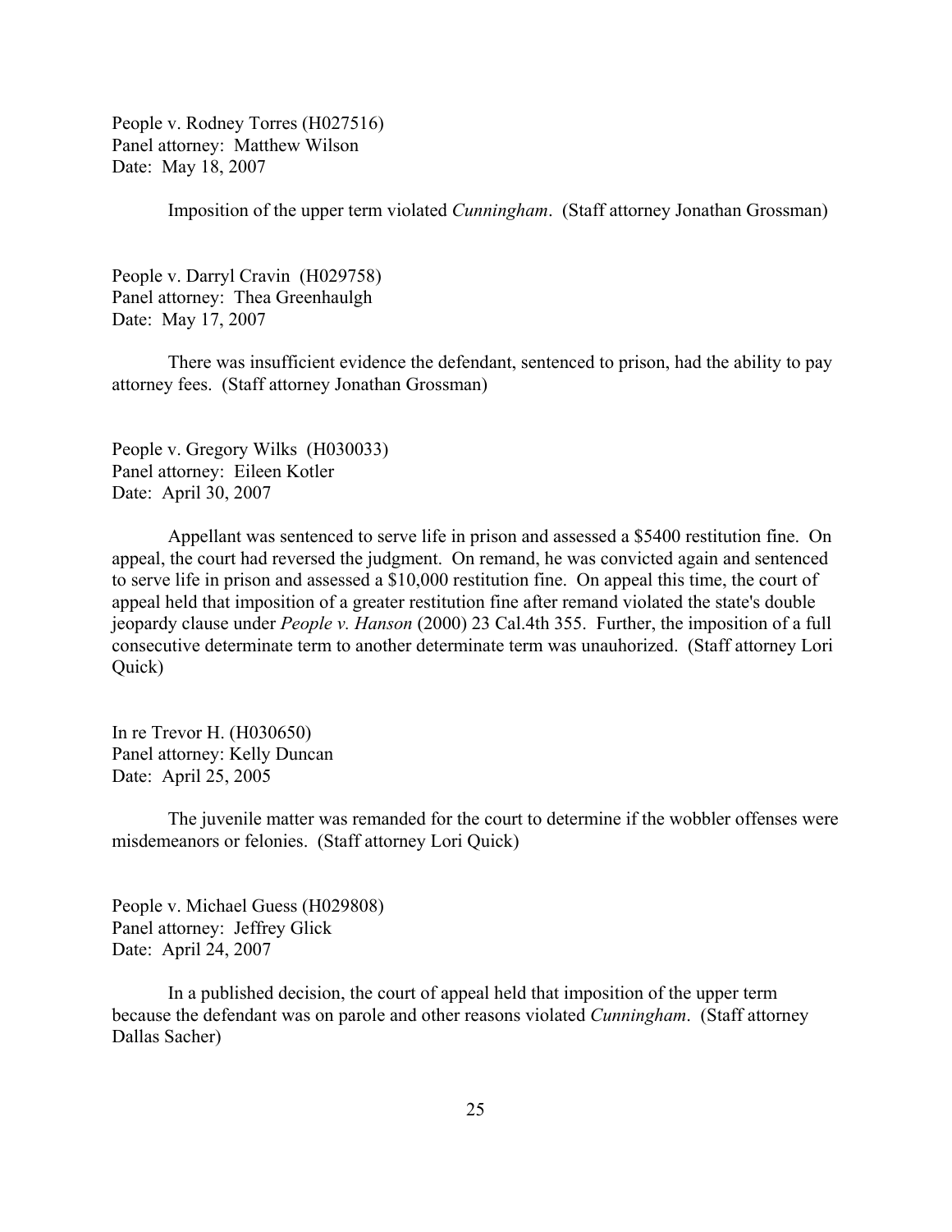People v. Rodney Torres (H027516)
Panel attorney: Matthew Wilson
Date: May 18, 2007

Imposition of the upper term violated *Cunningham*. (Staff attorney Jonathan Grossman)

People v. Darryl Cravin (H029758)
Panel attorney: Thea Greenhaulgh
Date: May 17, 2007

There was insufficient evidence the defendant, sentenced to prison, had the ability to pay attorney fees. (Staff attorney Jonathan Grossman)

People v. Gregory Wilks (H030033)
Panel attorney: Eileen Kotler
Date: April 30, 2007

Appellant was sentenced to serve life in prison and assessed a $5400 restitution fine. On appeal, the court had reversed the judgment. On remand, he was convicted again and sentenced to serve life in prison and assessed a $10,000 restitution fine. On appeal this time, the court of appeal held that imposition of a greater restitution fine after remand violated the state's double jeopardy clause under *People v. Hanson* (2000) 23 Cal.4th 355. Further, the imposition of a full consecutive determinate term to another determinate term was unauhorized. (Staff attorney Lori Quick)

In re Trevor H. (H030650)
Panel attorney: Kelly Duncan
Date: April 25, 2005

The juvenile matter was remanded for the court to determine if the wobbler offenses were misdemeanors or felonies. (Staff attorney Lori Quick)

People v. Michael Guess (H029808)
Panel attorney: Jeffrey Glick
Date: April 24, 2007

In a published decision, the court of appeal held that imposition of the upper term because the defendant was on parole and other reasons violated *Cunningham*. (Staff attorney Dallas Sacher)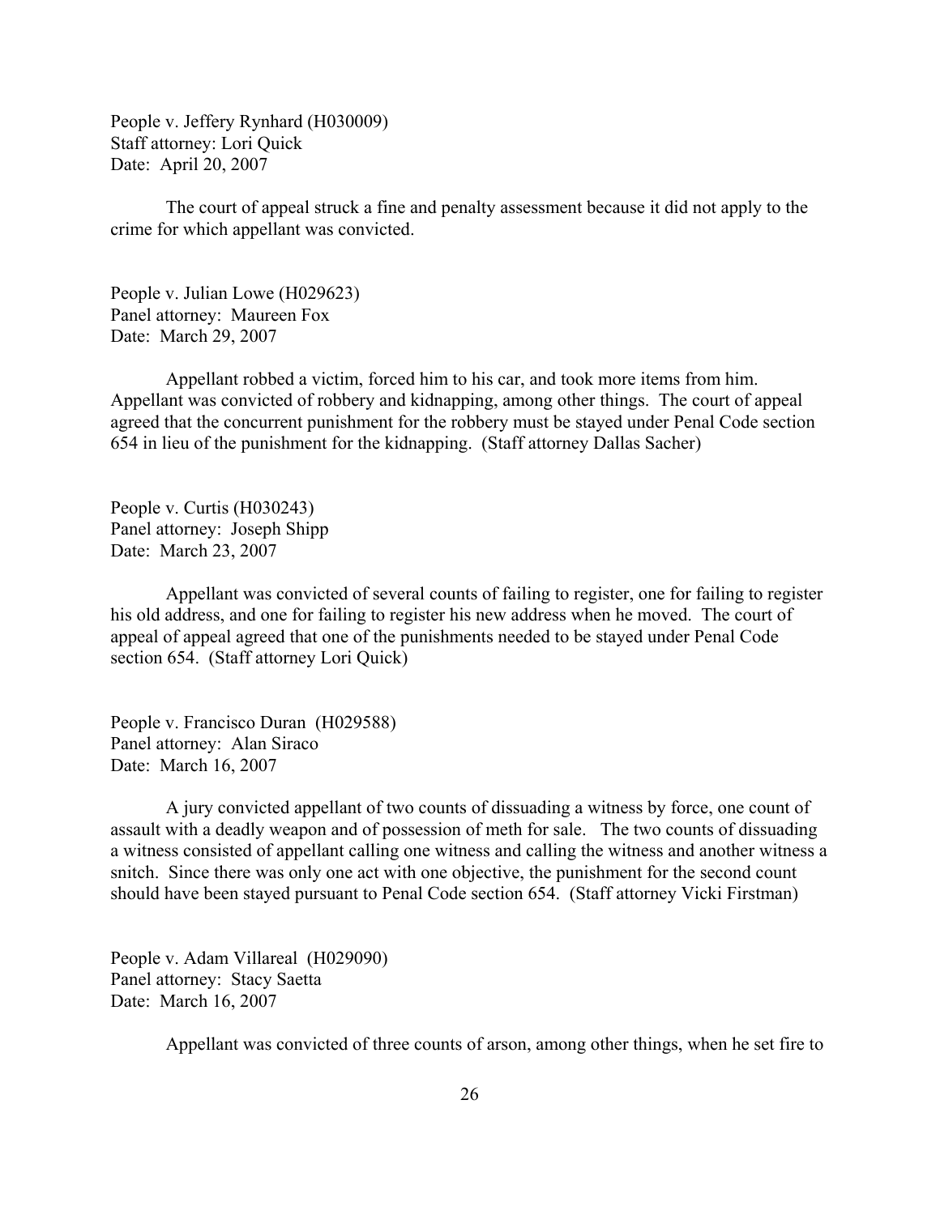People v. Jeffery Rynhard (H030009)
Staff attorney: Lori Quick
Date: April 20, 2007

The court of appeal struck a fine and penalty assessment because it did not apply to the crime for which appellant was convicted.

People v. Julian Lowe (H029623)
Panel attorney: Maureen Fox
Date: March 29, 2007

Appellant robbed a victim, forced him to his car, and took more items from him. Appellant was convicted of robbery and kidnapping, among other things. The court of appeal agreed that the concurrent punishment for the robbery must be stayed under Penal Code section 654 in lieu of the punishment for the kidnapping. (Staff attorney Dallas Sacher)

People v. Curtis (H030243)
Panel attorney: Joseph Shipp
Date: March 23, 2007

Appellant was convicted of several counts of failing to register, one for failing to register his old address, and one for failing to register his new address when he moved. The court of appeal of appeal agreed that one of the punishments needed to be stayed under Penal Code section 654. (Staff attorney Lori Quick)

People v. Francisco Duran (H029588)
Panel attorney: Alan Siraco
Date: March 16, 2007

A jury convicted appellant of two counts of dissuading a witness by force, one count of assault with a deadly weapon and of possession of meth for sale. The two counts of dissuading a witness consisted of appellant calling one witness and calling the witness and another witness a snitch. Since there was only one act with one objective, the punishment for the second count should have been stayed pursuant to Penal Code section 654. (Staff attorney Vicki Firstman)

People v. Adam Villareal (H029090)
Panel attorney: Stacy Saetta
Date: March 16, 2007

Appellant was convicted of three counts of arson, among other things, when he set fire to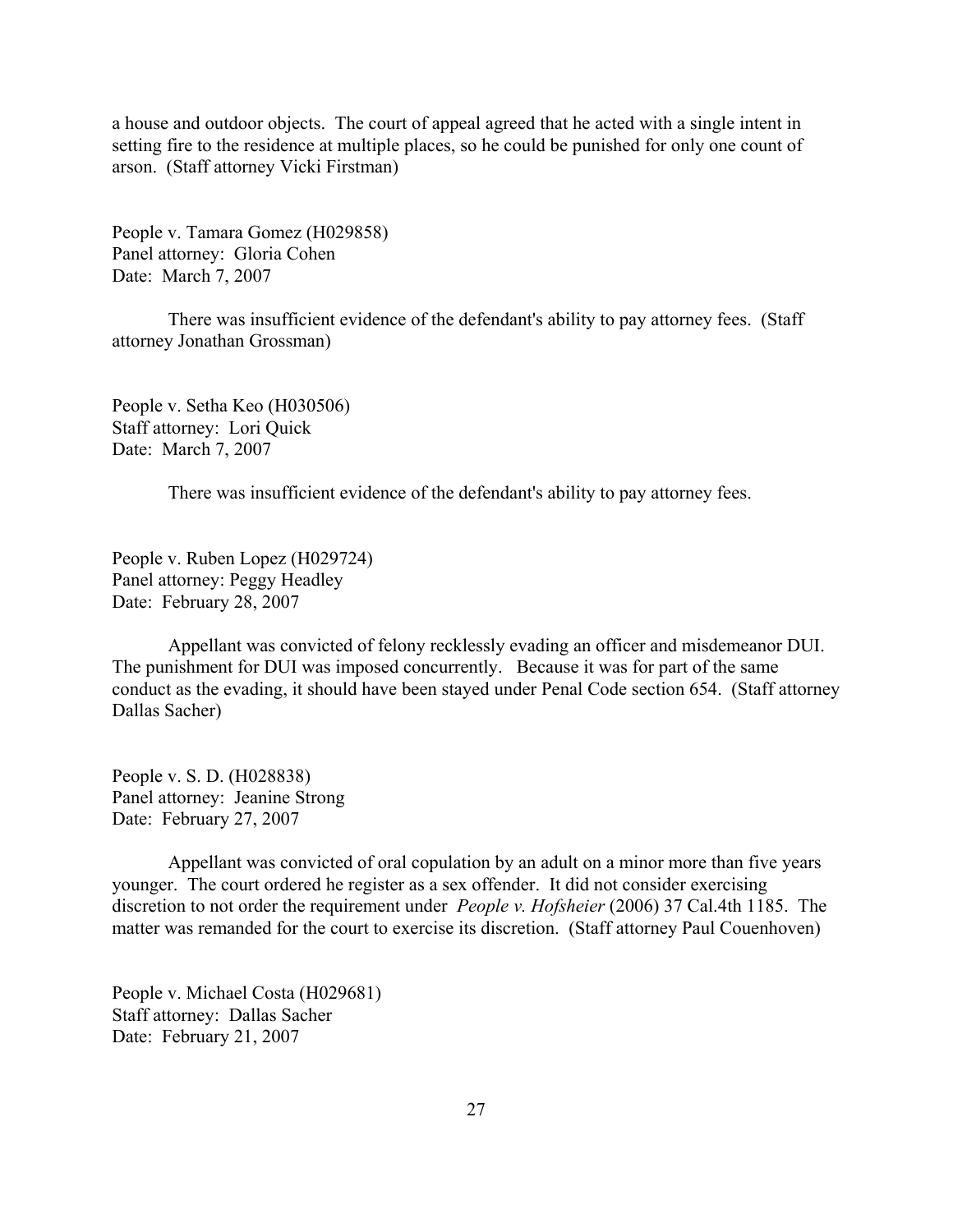a house and outdoor objects. The court of appeal agreed that he acted with a single intent in setting fire to the residence at multiple places, so he could be punished for only one count of arson. (Staff attorney Vicki Firstman)

People v. Tamara Gomez (H029858)
Panel attorney: Gloria Cohen
Date: March 7, 2007

There was insufficient evidence of the defendant's ability to pay attorney fees. (Staff attorney Jonathan Grossman)

People v. Setha Keo (H030506)
Staff attorney: Lori Quick
Date: March 7, 2007

There was insufficient evidence of the defendant's ability to pay attorney fees.

People v. Ruben Lopez (H029724)
Panel attorney: Peggy Headley
Date: February 28, 2007

Appellant was convicted of felony recklessly evading an officer and misdemeanor DUI. The punishment for DUI was imposed concurrently. Because it was for part of the same conduct as the evading, it should have been stayed under Penal Code section 654. (Staff attorney Dallas Sacher)

People v. S. D. (H028838)
Panel attorney: Jeanine Strong
Date: February 27, 2007

Appellant was convicted of oral copulation by an adult on a minor more than five years younger. The court ordered he register as a sex offender. It did not consider exercising discretion to not order the requirement under *People v. Hofsheier* (2006) 37 Cal.4th 1185. The matter was remanded for the court to exercise its discretion. (Staff attorney Paul Couenhoven)

People v. Michael Costa (H029681)
Staff attorney: Dallas Sacher
Date: February 21, 2007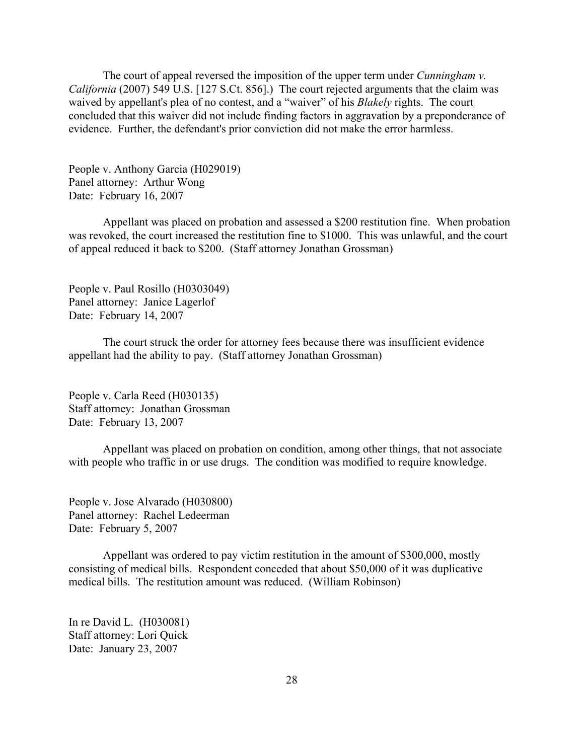The court of appeal reversed the imposition of the upper term under *Cunningham v. California* (2007) 549 U.S. [127 S.Ct. 856].) The court rejected arguments that the claim was waived by appellant's plea of no contest, and a "waiver" of his *Blakely* rights. The court concluded that this waiver did not include finding factors in aggravation by a preponderance of evidence. Further, the defendant's prior conviction did not make the error harmless.

People v. Anthony Garcia (H029019)
Panel attorney: Arthur Wong
Date: February 16, 2007

Appellant was placed on probation and assessed a $200 restitution fine. When probation was revoked, the court increased the restitution fine to $1000. This was unlawful, and the court of appeal reduced it back to $200. (Staff attorney Jonathan Grossman)

People v. Paul Rosillo (H0303049)
Panel attorney: Janice Lagerlof
Date: February 14, 2007

The court struck the order for attorney fees because there was insufficient evidence appellant had the ability to pay. (Staff attorney Jonathan Grossman)

People v. Carla Reed (H030135)
Staff attorney: Jonathan Grossman
Date: February 13, 2007

Appellant was placed on probation on condition, among other things, that not associate with people who traffic in or use drugs. The condition was modified to require knowledge.

People v. Jose Alvarado (H030800)
Panel attorney: Rachel Ledeerman
Date: February 5, 2007

Appellant was ordered to pay victim restitution in the amount of $300,000, mostly consisting of medical bills. Respondent conceded that about $50,000 of it was duplicative medical bills. The restitution amount was reduced. (William Robinson)

In re David L. (H030081)
Staff attorney: Lori Quick
Date: January 23, 2007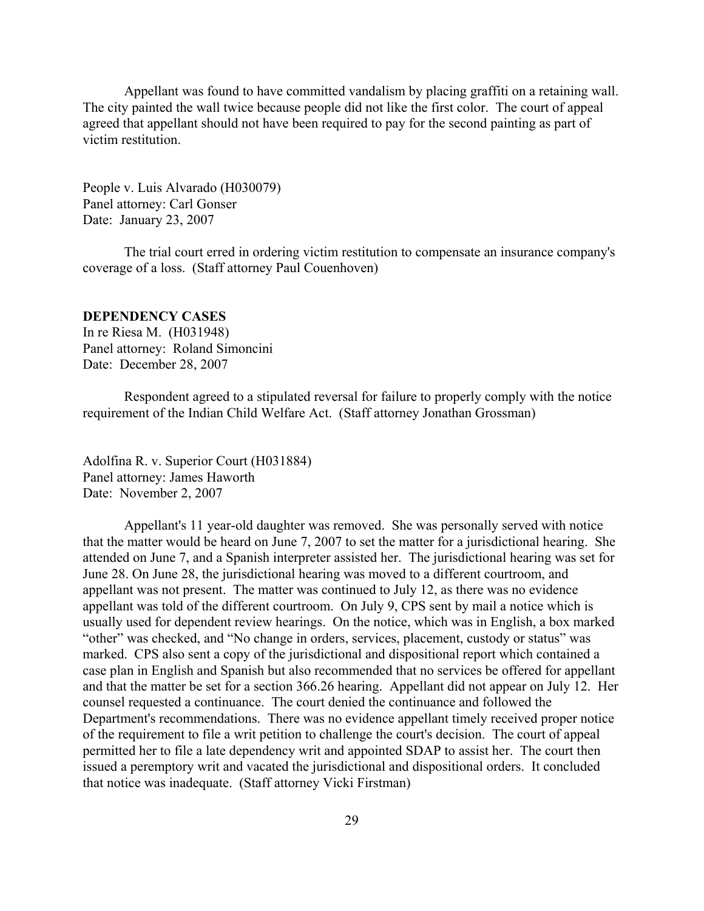Appellant was found to have committed vandalism by placing graffiti on a retaining wall. The city painted the wall twice because people did not like the first color. The court of appeal agreed that appellant should not have been required to pay for the second painting as part of victim restitution.

People v. Luis Alvarado (H030079)
Panel attorney: Carl Gonser
Date: January 23, 2007

The trial court erred in ordering victim restitution to compensate an insurance company's coverage of a loss. (Staff attorney Paul Couenhoven)

**DEPENDENCY CASES**

In re Riesa M. (H031948)
Panel attorney: Roland Simoncini
Date: December 28, 2007

Respondent agreed to a stipulated reversal for failure to properly comply with the notice requirement of the Indian Child Welfare Act. (Staff attorney Jonathan Grossman)

Adolfina R. v. Superior Court (H031884)
Panel attorney: James Haworth
Date: November 2, 2007

Appellant's 11 year-old daughter was removed. She was personally served with notice that the matter would be heard on June 7, 2007 to set the matter for a jurisdictional hearing. She attended on June 7, and a Spanish interpreter assisted her. The jurisdictional hearing was set for June 28. On June 28, the jurisdictional hearing was moved to a different courtroom, and appellant was not present. The matter was continued to July 12, as there was no evidence appellant was told of the different courtroom. On July 9, CPS sent by mail a notice which is usually used for dependent review hearings. On the notice, which was in English, a box marked "other" was checked, and "No change in orders, services, placement, custody or status" was marked. CPS also sent a copy of the jurisdictional and dispositional report which contained a case plan in English and Spanish but also recommended that no services be offered for appellant and that the matter be set for a section 366.26 hearing. Appellant did not appear on July 12. Her counsel requested a continuance. The court denied the continuance and followed the Department's recommendations. There was no evidence appellant timely received proper notice of the requirement to file a writ petition to challenge the court's decision. The court of appeal permitted her to file a late dependency writ and appointed SDAP to assist her. The court then issued a peremptory writ and vacated the jurisdictional and dispositional orders. It concluded that notice was inadequate. (Staff attorney Vicki Firstman)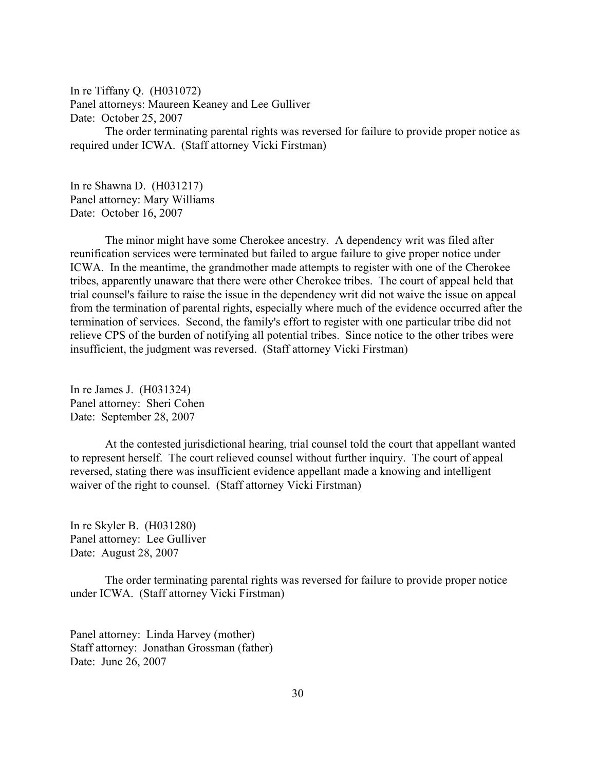In re Tiffany Q. (H031072)
Panel attorneys: Maureen Keaney and Lee Gulliver
Date: October 25, 2007

The order terminating parental rights was reversed for failure to provide proper notice as required under ICWA. (Staff attorney Vicki Firstman)

In re Shawna D. (H031217)
Panel attorney: Mary Williams
Date: October 16, 2007

The minor might have some Cherokee ancestry. A dependency writ was filed after reunification services were terminated but failed to argue failure to give proper notice under ICWA. In the meantime, the grandmother made attempts to register with one of the Cherokee tribes, apparently unaware that there were other Cherokee tribes. The court of appeal held that trial counsel's failure to raise the issue in the dependency writ did not waive the issue on appeal from the termination of parental rights, especially where much of the evidence occurred after the termination of services. Second, the family's effort to register with one particular tribe did not relieve CPS of the burden of notifying all potential tribes. Since notice to the other tribes were insufficient, the judgment was reversed. (Staff attorney Vicki Firstman)

In re James J. (H031324)
Panel attorney: Sheri Cohen
Date: September 28, 2007

At the contested jurisdictional hearing, trial counsel told the court that appellant wanted to represent herself. The court relieved counsel without further inquiry. The court of appeal reversed, stating there was insufficient evidence appellant made a knowing and intelligent waiver of the right to counsel. (Staff attorney Vicki Firstman)

In re Skyler B. (H031280)
Panel attorney: Lee Gulliver
Date: August 28, 2007

The order terminating parental rights was reversed for failure to provide proper notice under ICWA. (Staff attorney Vicki Firstman)

Panel attorney: Linda Harvey (mother)
Staff attorney: Jonathan Grossman (father)
Date: June 26, 2007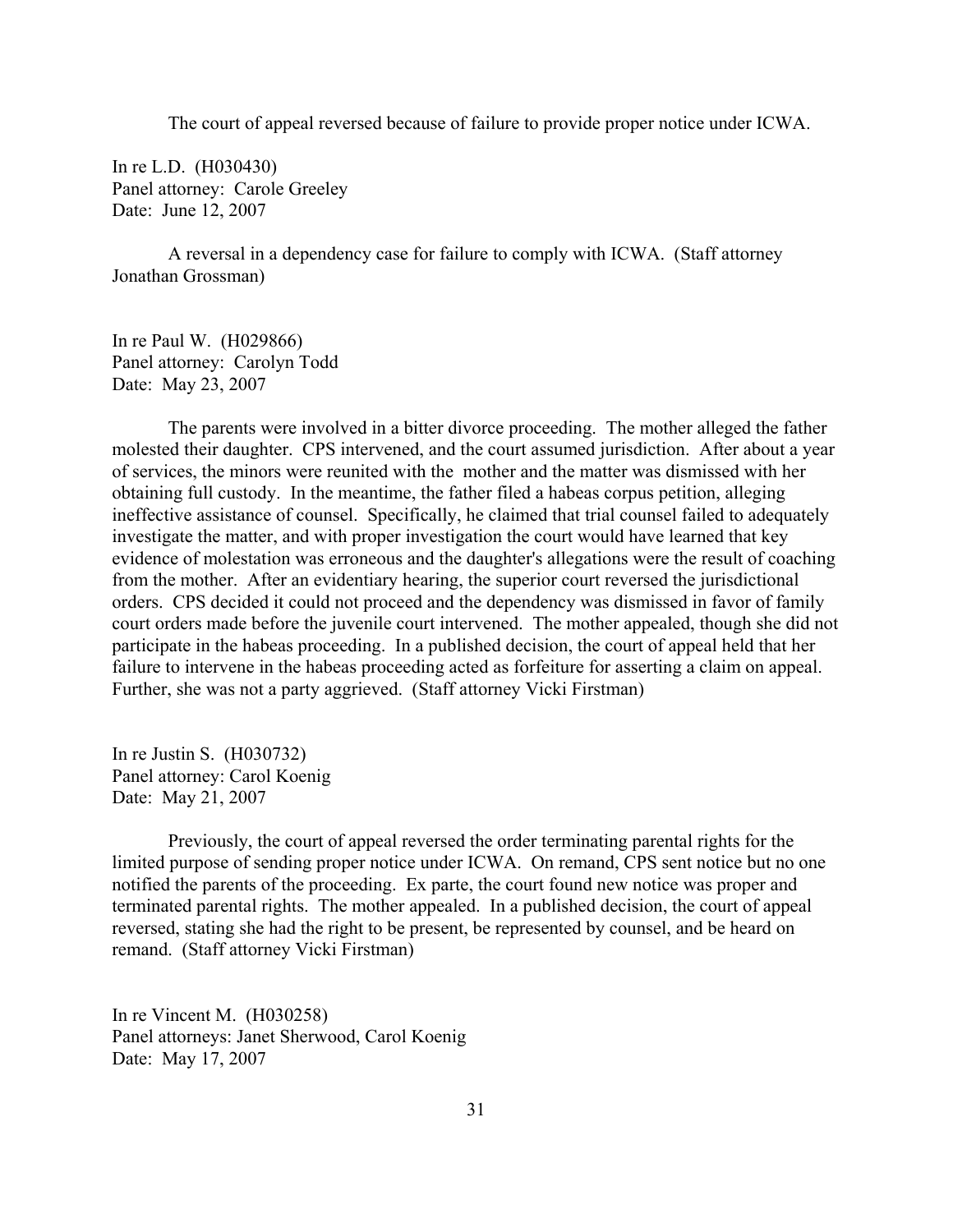The court of appeal reversed because of failure to provide proper notice under ICWA.

In re L.D. (H030430)
Panel attorney: Carole Greeley
Date: June 12, 2007

A reversal in a dependency case for failure to comply with ICWA. (Staff attorney Jonathan Grossman)

In re Paul W. (H029866)
Panel attorney: Carolyn Todd
Date: May 23, 2007

The parents were involved in a bitter divorce proceeding. The mother alleged the father molested their daughter. CPS intervened, and the court assumed jurisdiction. After about a year of services, the minors were reunited with the mother and the matter was dismissed with her obtaining full custody. In the meantime, the father filed a habeas corpus petition, alleging ineffective assistance of counsel. Specifically, he claimed that trial counsel failed to adequately investigate the matter, and with proper investigation the court would have learned that key evidence of molestation was erroneous and the daughter's allegations were the result of coaching from the mother. After an evidentiary hearing, the superior court reversed the jurisdictional orders. CPS decided it could not proceed and the dependency was dismissed in favor of family court orders made before the juvenile court intervened. The mother appealed, though she did not participate in the habeas proceeding. In a published decision, the court of appeal held that her failure to intervene in the habeas proceeding acted as forfeiture for asserting a claim on appeal. Further, she was not a party aggrieved. (Staff attorney Vicki Firstman)

In re Justin S. (H030732)
Panel attorney: Carol Koenig
Date: May 21, 2007

Previously, the court of appeal reversed the order terminating parental rights for the limited purpose of sending proper notice under ICWA. On remand, CPS sent notice but no one notified the parents of the proceeding. Ex parte, the court found new notice was proper and terminated parental rights. The mother appealed. In a published decision, the court of appeal reversed, stating she had the right to be present, be represented by counsel, and be heard on remand. (Staff attorney Vicki Firstman)

In re Vincent M. (H030258)
Panel attorneys: Janet Sherwood, Carol Koenig
Date: May 17, 2007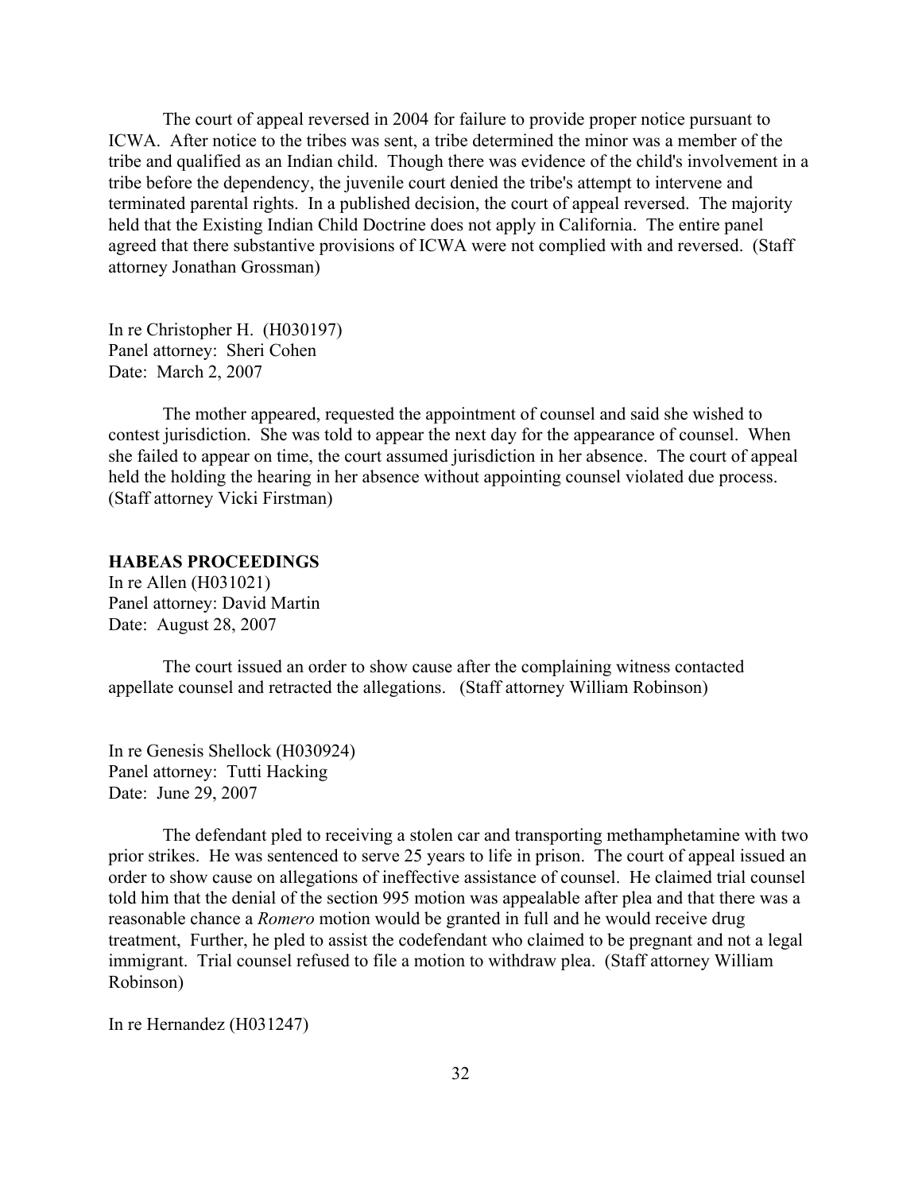The court of appeal reversed in 2004 for failure to provide proper notice pursuant to ICWA. After notice to the tribes was sent, a tribe determined the minor was a member of the tribe and qualified as an Indian child. Though there was evidence of the child's involvement in a tribe before the dependency, the juvenile court denied the tribe's attempt to intervene and terminated parental rights. In a published decision, the court of appeal reversed. The majority held that the Existing Indian Child Doctrine does not apply in California. The entire panel agreed that there substantive provisions of ICWA were not complied with and reversed. (Staff attorney Jonathan Grossman)

In re Christopher H. (H030197)
Panel attorney: Sheri Cohen
Date: March 2, 2007

The mother appeared, requested the appointment of counsel and said she wished to contest jurisdiction. She was told to appear the next day for the appearance of counsel. When she failed to appear on time, the court assumed jurisdiction in her absence. The court of appeal held the holding the hearing in her absence without appointing counsel violated due process. (Staff attorney Vicki Firstman)

**HABEAS PROCEEDINGS**

In re Allen (H031021)
Panel attorney: David Martin
Date: August 28, 2007

The court issued an order to show cause after the complaining witness contacted appellate counsel and retracted the allegations. (Staff attorney William Robinson)

In re Genesis Shellock (H030924)
Panel attorney: Tutti Hacking
Date: June 29, 2007

The defendant pled to receiving a stolen car and transporting methamphetamine with two prior strikes. He was sentenced to serve 25 years to life in prison. The court of appeal issued an order to show cause on allegations of ineffective assistance of counsel. He claimed trial counsel told him that the denial of the section 995 motion was appealable after plea and that there was a reasonable chance a *Romero* motion would be granted in full and he would receive drug treatment, Further, he pled to assist the codefendant who claimed to be pregnant and not a legal immigrant. Trial counsel refused to file a motion to withdraw plea. (Staff attorney William Robinson)

In re Hernandez (H031247)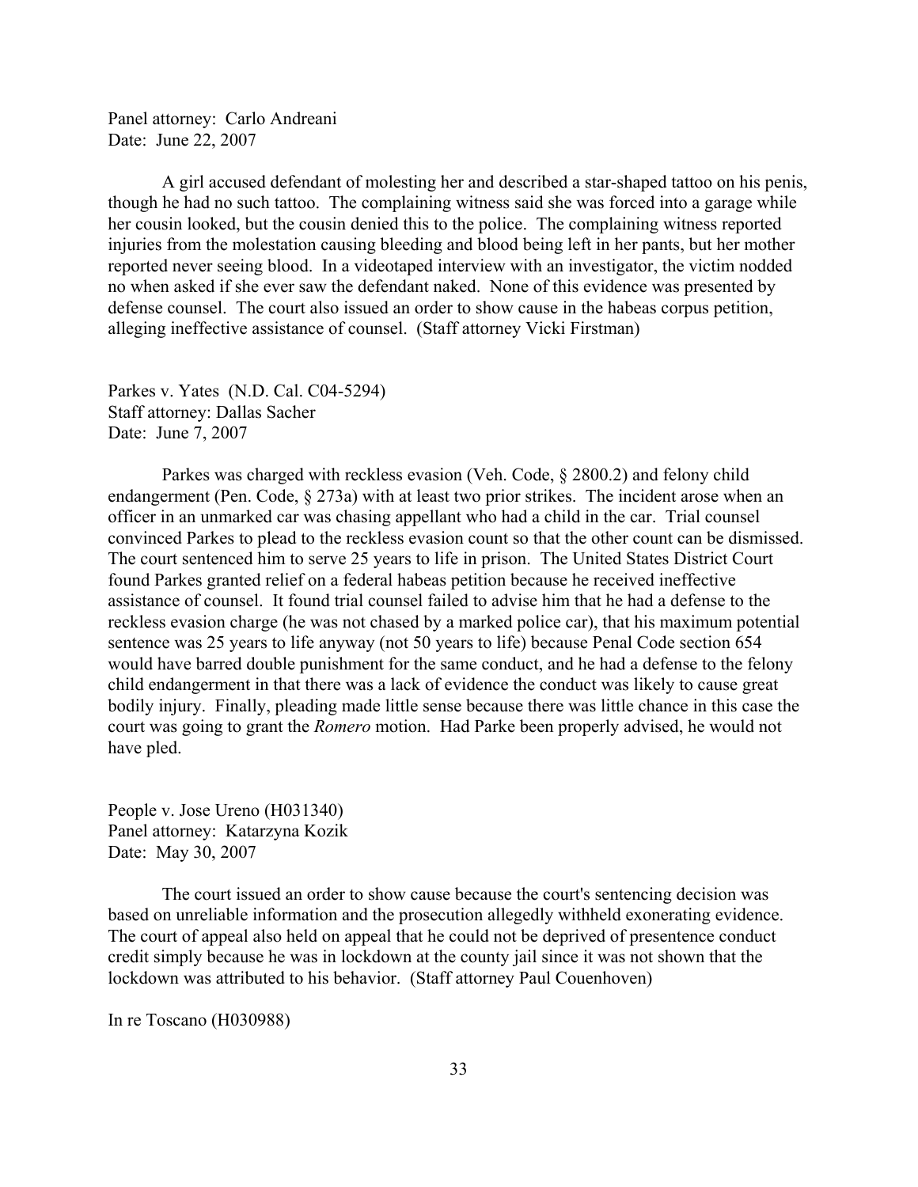Panel attorney: Carlo Andreani
Date: June 22, 2007

A girl accused defendant of molesting her and described a star-shaped tattoo on his penis, though he had no such tattoo. The complaining witness said she was forced into a garage while her cousin looked, but the cousin denied this to the police. The complaining witness reported injuries from the molestation causing bleeding and blood being left in her pants, but her mother reported never seeing blood. In a videotaped interview with an investigator, the victim nodded no when asked if she ever saw the defendant naked. None of this evidence was presented by defense counsel. The court also issued an order to show cause in the habeas corpus petition, alleging ineffective assistance of counsel. (Staff attorney Vicki Firstman)

Parkes v. Yates (N.D. Cal. C04-5294)
Staff attorney: Dallas Sacher
Date: June 7, 2007

Parkes was charged with reckless evasion (Veh. Code, § 2800.2) and felony child endangerment (Pen. Code, § 273a) with at least two prior strikes. The incident arose when an officer in an unmarked car was chasing appellant who had a child in the car. Trial counsel convinced Parkes to plead to the reckless evasion count so that the other count can be dismissed. The court sentenced him to serve 25 years to life in prison. The United States District Court found Parkes granted relief on a federal habeas petition because he received ineffective assistance of counsel. It found trial counsel failed to advise him that he had a defense to the reckless evasion charge (he was not chased by a marked police car), that his maximum potential sentence was 25 years to life anyway (not 50 years to life) because Penal Code section 654 would have barred double punishment for the same conduct, and he had a defense to the felony child endangerment in that there was a lack of evidence the conduct was likely to cause great bodily injury. Finally, pleading made little sense because there was little chance in this case the court was going to grant the *Romero* motion. Had Parke been properly advised, he would not have pled.

People v. Jose Ureno (H031340)
Panel attorney: Katarzyna Kozik
Date: May 30, 2007

The court issued an order to show cause because the court's sentencing decision was based on unreliable information and the prosecution allegedly withheld exonerating evidence. The court of appeal also held on appeal that he could not be deprived of presentence conduct credit simply because he was in lockdown at the county jail since it was not shown that the lockdown was attributed to his behavior. (Staff attorney Paul Couenhoven)

In re Toscano (H030988)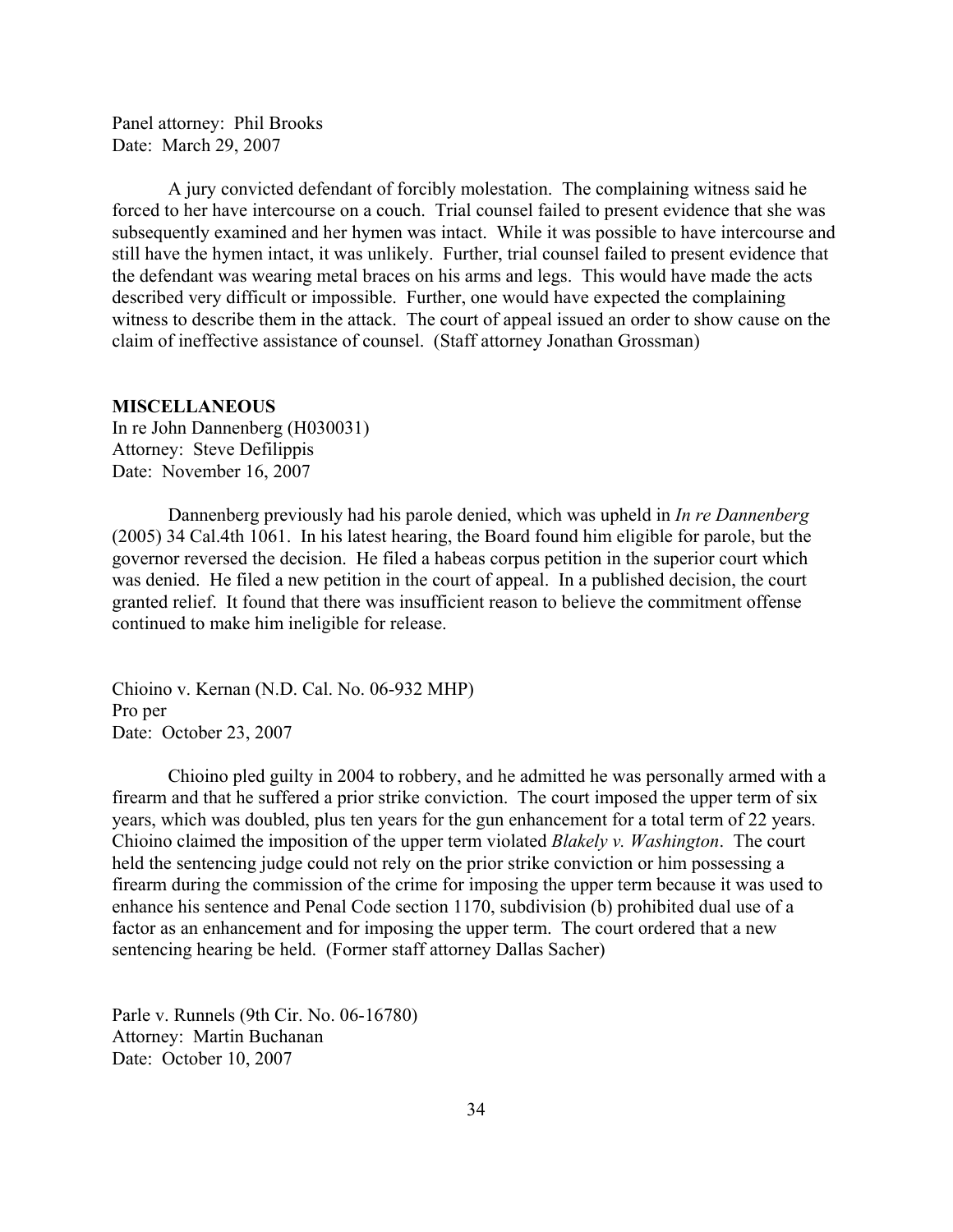Panel attorney: Phil Brooks
Date: March 29, 2007

A jury convicted defendant of forcibly molestation. The complaining witness said he forced to her have intercourse on a couch. Trial counsel failed to present evidence that she was subsequently examined and her hymen was intact. While it was possible to have intercourse and still have the hymen intact, it was unlikely. Further, trial counsel failed to present evidence that the defendant was wearing metal braces on his arms and legs. This would have made the acts described very difficult or impossible. Further, one would have expected the complaining witness to describe them in the attack. The court of appeal issued an order to show cause on the claim of ineffective assistance of counsel. (Staff attorney Jonathan Grossman)

**MISCELLANEOUS**

In re John Dannenberg (H030031)
Attorney: Steve Defilippis
Date: November 16, 2007

Dannenberg previously had his parole denied, which was upheld in *In re Dannenberg* (2005) 34 Cal.4th 1061. In his latest hearing, the Board found him eligible for parole, but the governor reversed the decision. He filed a habeas corpus petition in the superior court which was denied. He filed a new petition in the court of appeal. In a published decision, the court granted relief. It found that there was insufficient reason to believe the commitment offense continued to make him ineligible for release.

Chioino v. Kernan (N.D. Cal. No. 06-932 MHP)
Pro per
Date: October 23, 2007

Chioino pled guilty in 2004 to robbery, and he admitted he was personally armed with a firearm and that he suffered a prior strike conviction. The court imposed the upper term of six years, which was doubled, plus ten years for the gun enhancement for a total term of 22 years. Chioino claimed the imposition of the upper term violated *Blakely v. Washington*. The court held the sentencing judge could not rely on the prior strike conviction or him possessing a firearm during the commission of the crime for imposing the upper term because it was used to enhance his sentence and Penal Code section 1170, subdivision (b) prohibited dual use of a factor as an enhancement and for imposing the upper term. The court ordered that a new sentencing hearing be held. (Former staff attorney Dallas Sacher)

Parle v. Runnels (9th Cir. No. 06-16780)
Attorney: Martin Buchanan
Date: October 10, 2007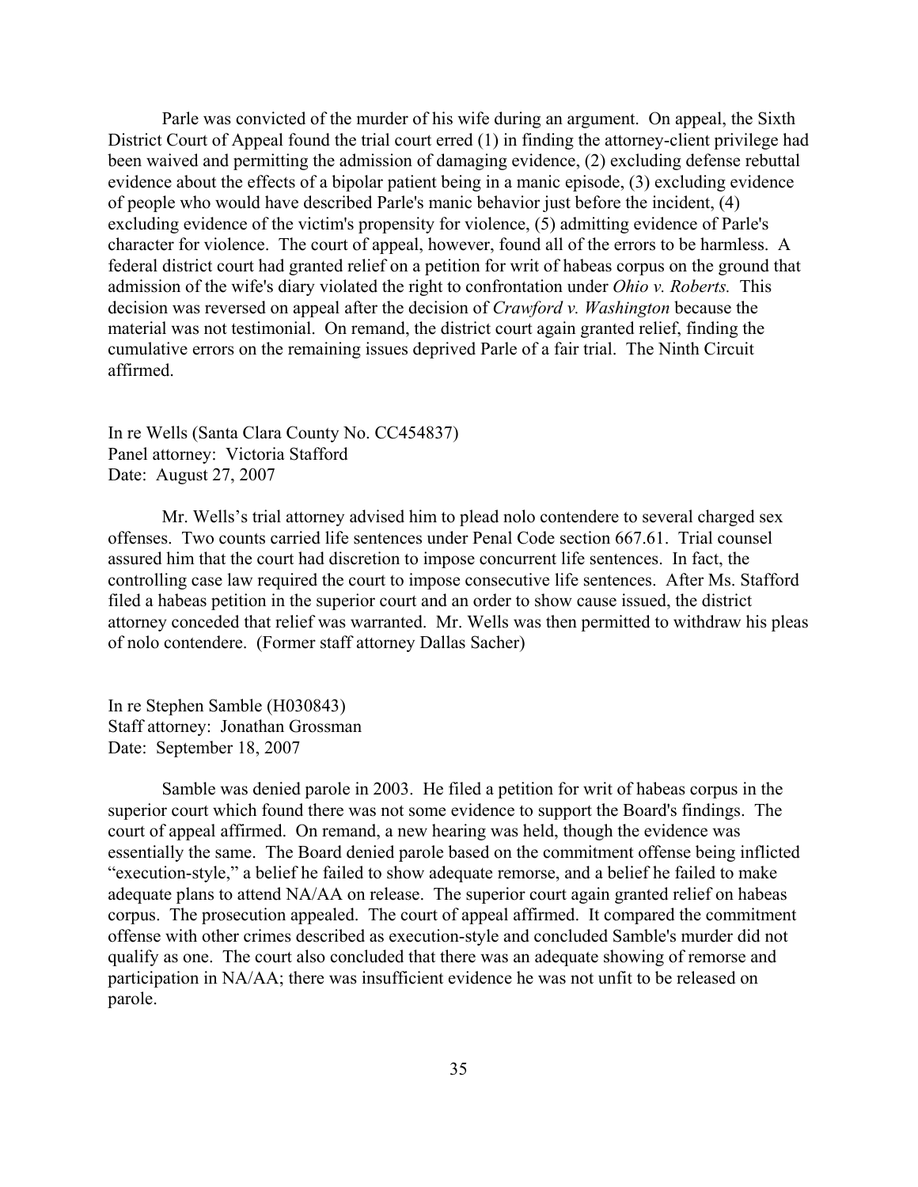Parle was convicted of the murder of his wife during an argument. On appeal, the Sixth District Court of Appeal found the trial court erred (1) in finding the attorney-client privilege had been waived and permitting the admission of damaging evidence, (2) excluding defense rebuttal evidence about the effects of a bipolar patient being in a manic episode, (3) excluding evidence of people who would have described Parle's manic behavior just before the incident, (4) excluding evidence of the victim's propensity for violence, (5) admitting evidence of Parle's character for violence. The court of appeal, however, found all of the errors to be harmless. A federal district court had granted relief on a petition for writ of habeas corpus on the ground that admission of the wife's diary violated the right to confrontation under *Ohio v. Roberts.* This decision was reversed on appeal after the decision of *Crawford v. Washington* because the material was not testimonial. On remand, the district court again granted relief, finding the cumulative errors on the remaining issues deprived Parle of a fair trial. The Ninth Circuit affirmed.

In re Wells (Santa Clara County No. CC454837)
Panel attorney: Victoria Stafford
Date: August 27, 2007

Mr. Wells's trial attorney advised him to plead nolo contendere to several charged sex offenses. Two counts carried life sentences under Penal Code section 667.61. Trial counsel assured him that the court had discretion to impose concurrent life sentences. In fact, the controlling case law required the court to impose consecutive life sentences. After Ms. Stafford filed a habeas petition in the superior court and an order to show cause issued, the district attorney conceded that relief was warranted. Mr. Wells was then permitted to withdraw his pleas of nolo contendere. (Former staff attorney Dallas Sacher)

In re Stephen Samble (H030843)
Staff attorney: Jonathan Grossman
Date: September 18, 2007

Samble was denied parole in 2003. He filed a petition for writ of habeas corpus in the superior court which found there was not some evidence to support the Board's findings. The court of appeal affirmed. On remand, a new hearing was held, though the evidence was essentially the same. The Board denied parole based on the commitment offense being inflicted "execution-style," a belief he failed to show adequate remorse, and a belief he failed to make adequate plans to attend NA/AA on release. The superior court again granted relief on habeas corpus. The prosecution appealed. The court of appeal affirmed. It compared the commitment offense with other crimes described as execution-style and concluded Samble's murder did not qualify as one. The court also concluded that there was an adequate showing of remorse and participation in NA/AA; there was insufficient evidence he was not unfit to be released on parole.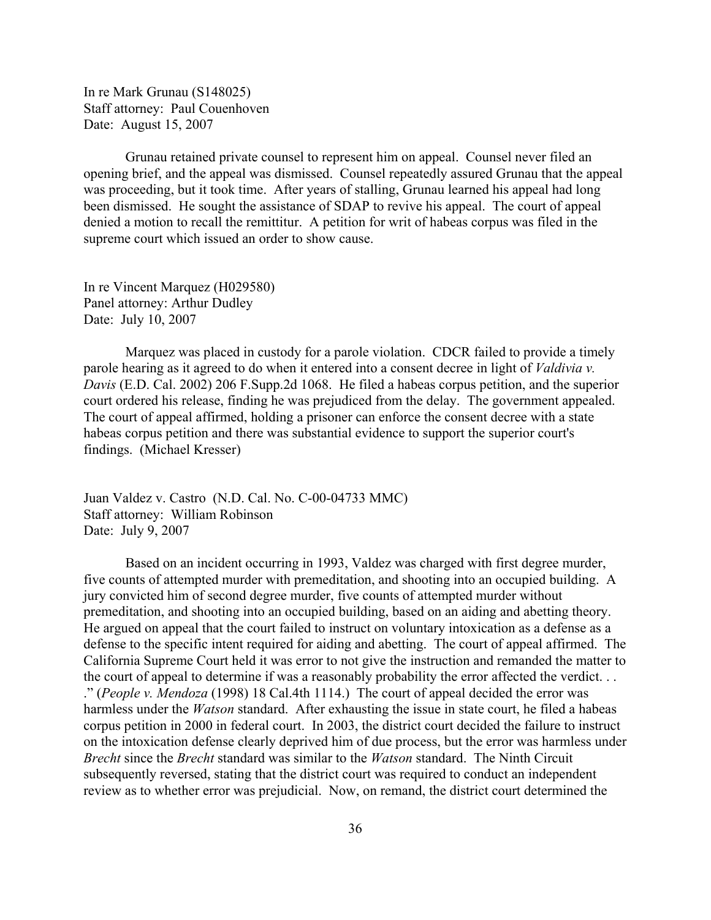In re Mark Grunau (S148025)
Staff attorney: Paul Couenhoven
Date: August 15, 2007

Grunau retained private counsel to represent him on appeal. Counsel never filed an opening brief, and the appeal was dismissed. Counsel repeatedly assured Grunau that the appeal was proceeding, but it took time. After years of stalling, Grunau learned his appeal had long been dismissed. He sought the assistance of SDAP to revive his appeal. The court of appeal denied a motion to recall the remittitur. A petition for writ of habeas corpus was filed in the supreme court which issued an order to show cause.

In re Vincent Marquez (H029580)
Panel attorney: Arthur Dudley
Date: July 10, 2007

Marquez was placed in custody for a parole violation. CDCR failed to provide a timely parole hearing as it agreed to do when it entered into a consent decree in light of *Valdivia v. Davis* (E.D. Cal. 2002) 206 F.Supp.2d 1068. He filed a habeas corpus petition, and the superior court ordered his release, finding he was prejudiced from the delay. The government appealed. The court of appeal affirmed, holding a prisoner can enforce the consent decree with a state habeas corpus petition and there was substantial evidence to support the superior court's findings. (Michael Kresser)

Juan Valdez v. Castro (N.D. Cal. No. C-00-04733 MMC)
Staff attorney: William Robinson
Date: July 9, 2007

Based on an incident occurring in 1993, Valdez was charged with first degree murder, five counts of attempted murder with premeditation, and shooting into an occupied building. A jury convicted him of second degree murder, five counts of attempted murder without premeditation, and shooting into an occupied building, based on an aiding and abetting theory. He argued on appeal that the court failed to instruct on voluntary intoxication as a defense as a defense to the specific intent required for aiding and abetting. The court of appeal affirmed. The California Supreme Court held it was error to not give the instruction and remanded the matter to the court of appeal to determine if was a reasonably probability the error affected the verdict. . . ." (*People v. Mendoza* (1998) 18 Cal.4th 1114.) The court of appeal decided the error was harmless under the *Watson* standard. After exhausting the issue in state court, he filed a habeas corpus petition in 2000 in federal court. In 2003, the district court decided the failure to instruct on the intoxication defense clearly deprived him of due process, but the error was harmless under *Brecht* since the *Brecht* standard was similar to the *Watson* standard. The Ninth Circuit subsequently reversed, stating that the district court was required to conduct an independent review as to whether error was prejudicial. Now, on remand, the district court determined the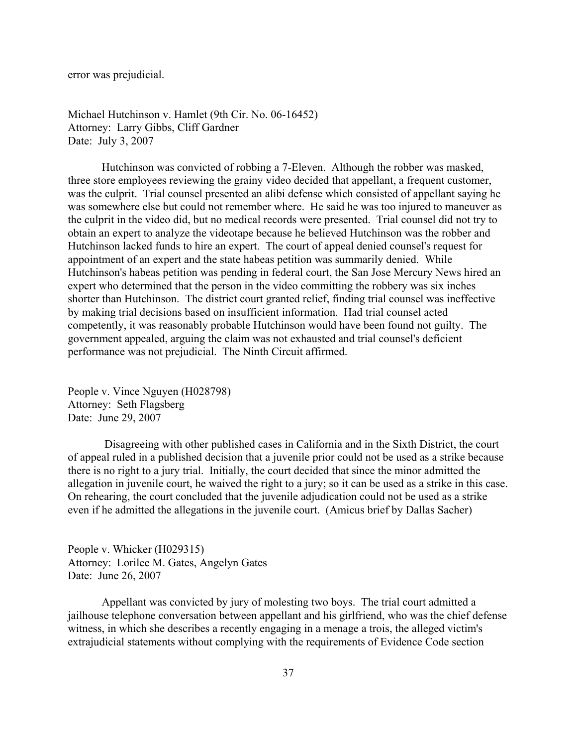error was prejudicial.

Michael Hutchinson v. Hamlet (9th Cir. No. 06-16452)
Attorney: Larry Gibbs, Cliff Gardner
Date: July 3, 2007

Hutchinson was convicted of robbing a 7-Eleven. Although the robber was masked, three store employees reviewing the grainy video decided that appellant, a frequent customer, was the culprit. Trial counsel presented an alibi defense which consisted of appellant saying he was somewhere else but could not remember where. He said he was too injured to maneuver as the culprit in the video did, but no medical records were presented. Trial counsel did not try to obtain an expert to analyze the videotape because he believed Hutchinson was the robber and Hutchinson lacked funds to hire an expert. The court of appeal denied counsel's request for appointment of an expert and the state habeas petition was summarily denied. While Hutchinson's habeas petition was pending in federal court, the San Jose Mercury News hired an expert who determined that the person in the video committing the robbery was six inches shorter than Hutchinson. The district court granted relief, finding trial counsel was ineffective by making trial decisions based on insufficient information. Had trial counsel acted competently, it was reasonably probable Hutchinson would have been found not guilty. The government appealed, arguing the claim was not exhausted and trial counsel's deficient performance was not prejudicial. The Ninth Circuit affirmed.

People v. Vince Nguyen (H028798)
Attorney: Seth Flagsberg
Date: June 29, 2007

Disagreeing with other published cases in California and in the Sixth District, the court of appeal ruled in a published decision that a juvenile prior could not be used as a strike because there is no right to a jury trial. Initially, the court decided that since the minor admitted the allegation in juvenile court, he waived the right to a jury; so it can be used as a strike in this case. On rehearing, the court concluded that the juvenile adjudication could not be used as a strike even if he admitted the allegations in the juvenile court. (Amicus brief by Dallas Sacher)

People v. Whicker (H029315)
Attorney: Lorilee M. Gates, Angelyn Gates
Date: June 26, 2007

Appellant was convicted by jury of molesting two boys. The trial court admitted a jailhouse telephone conversation between appellant and his girlfriend, who was the chief defense witness, in which she describes a recently engaging in a menage a trois, the alleged victim's extrajudicial statements without complying with the requirements of Evidence Code section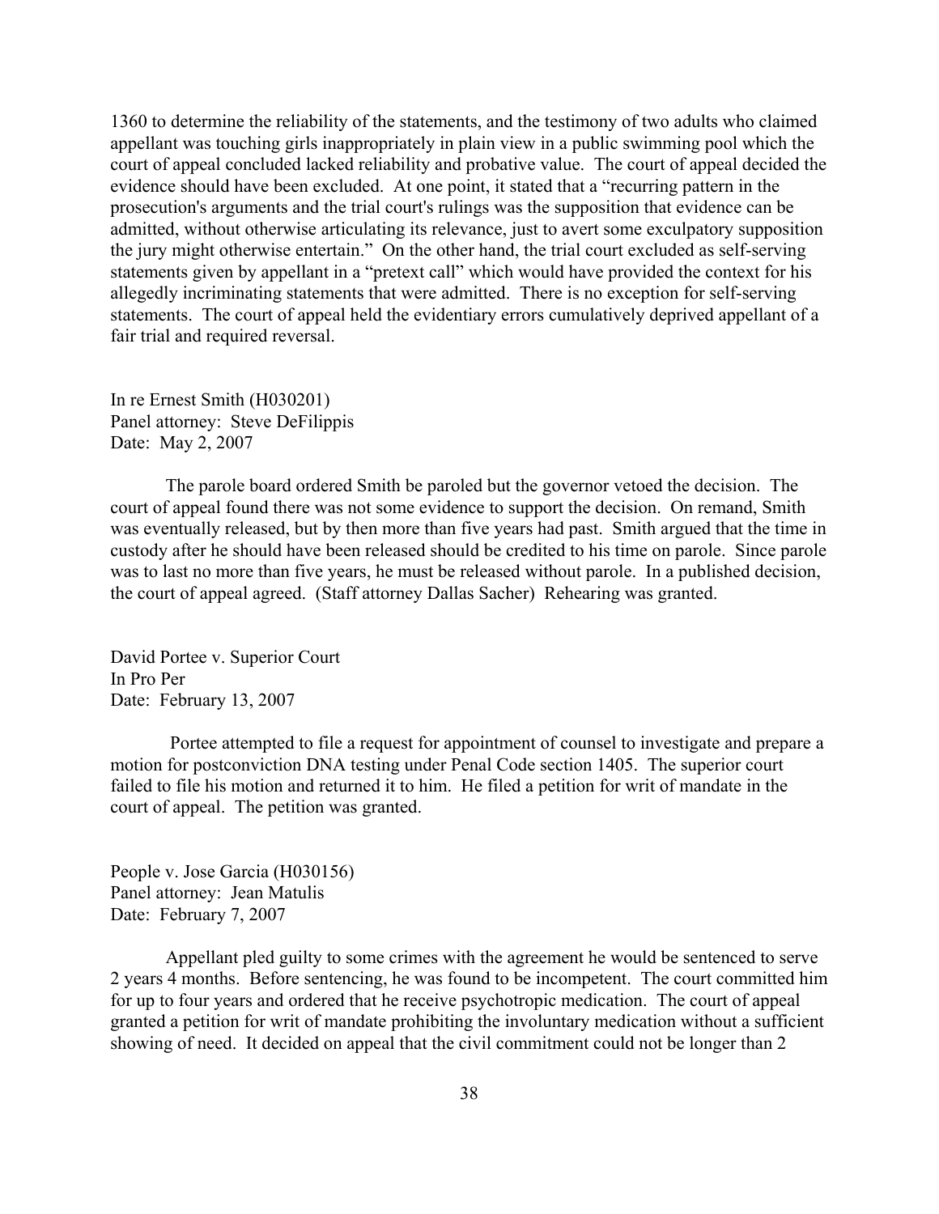1360 to determine the reliability of the statements, and the testimony of two adults who claimed appellant was touching girls inappropriately in plain view in a public swimming pool which the court of appeal concluded lacked reliability and probative value. The court of appeal decided the evidence should have been excluded. At one point, it stated that a "recurring pattern in the prosecution's arguments and the trial court's rulings was the supposition that evidence can be admitted, without otherwise articulating its relevance, just to avert some exculpatory supposition the jury might otherwise entertain." On the other hand, the trial court excluded as self-serving statements given by appellant in a "pretext call" which would have provided the context for his allegedly incriminating statements that were admitted. There is no exception for self-serving statements. The court of appeal held the evidentiary errors cumulatively deprived appellant of a fair trial and required reversal.

In re Ernest Smith (H030201)
Panel attorney: Steve DeFilippis
Date: May 2, 2007

The parole board ordered Smith be paroled but the governor vetoed the decision. The court of appeal found there was not some evidence to support the decision. On remand, Smith was eventually released, but by then more than five years had past. Smith argued that the time in custody after he should have been released should be credited to his time on parole. Since parole was to last no more than five years, he must be released without parole. In a published decision, the court of appeal agreed. (Staff attorney Dallas Sacher) Rehearing was granted.

David Portee v. Superior Court
In Pro Per
Date: February 13, 2007

Portee attempted to file a request for appointment of counsel to investigate and prepare a motion for postconviction DNA testing under Penal Code section 1405. The superior court failed to file his motion and returned it to him. He filed a petition for writ of mandate in the court of appeal. The petition was granted.

People v. Jose Garcia (H030156)
Panel attorney: Jean Matulis
Date: February 7, 2007

Appellant pled guilty to some crimes with the agreement he would be sentenced to serve 2 years 4 months. Before sentencing, he was found to be incompetent. The court committed him for up to four years and ordered that he receive psychotropic medication. The court of appeal granted a petition for writ of mandate prohibiting the involuntary medication without a sufficient showing of need. It decided on appeal that the civil commitment could not be longer than 2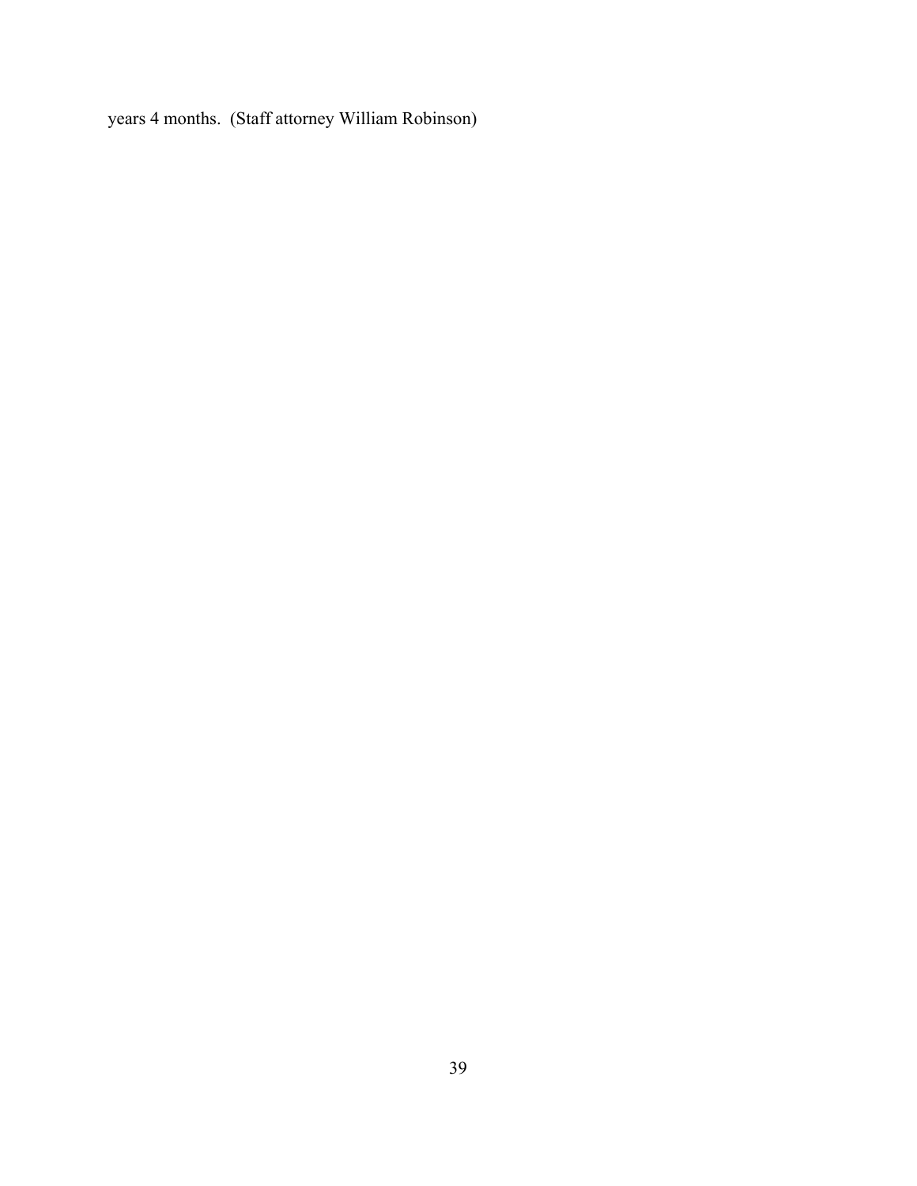years 4 months. (Staff attorney William Robinson)